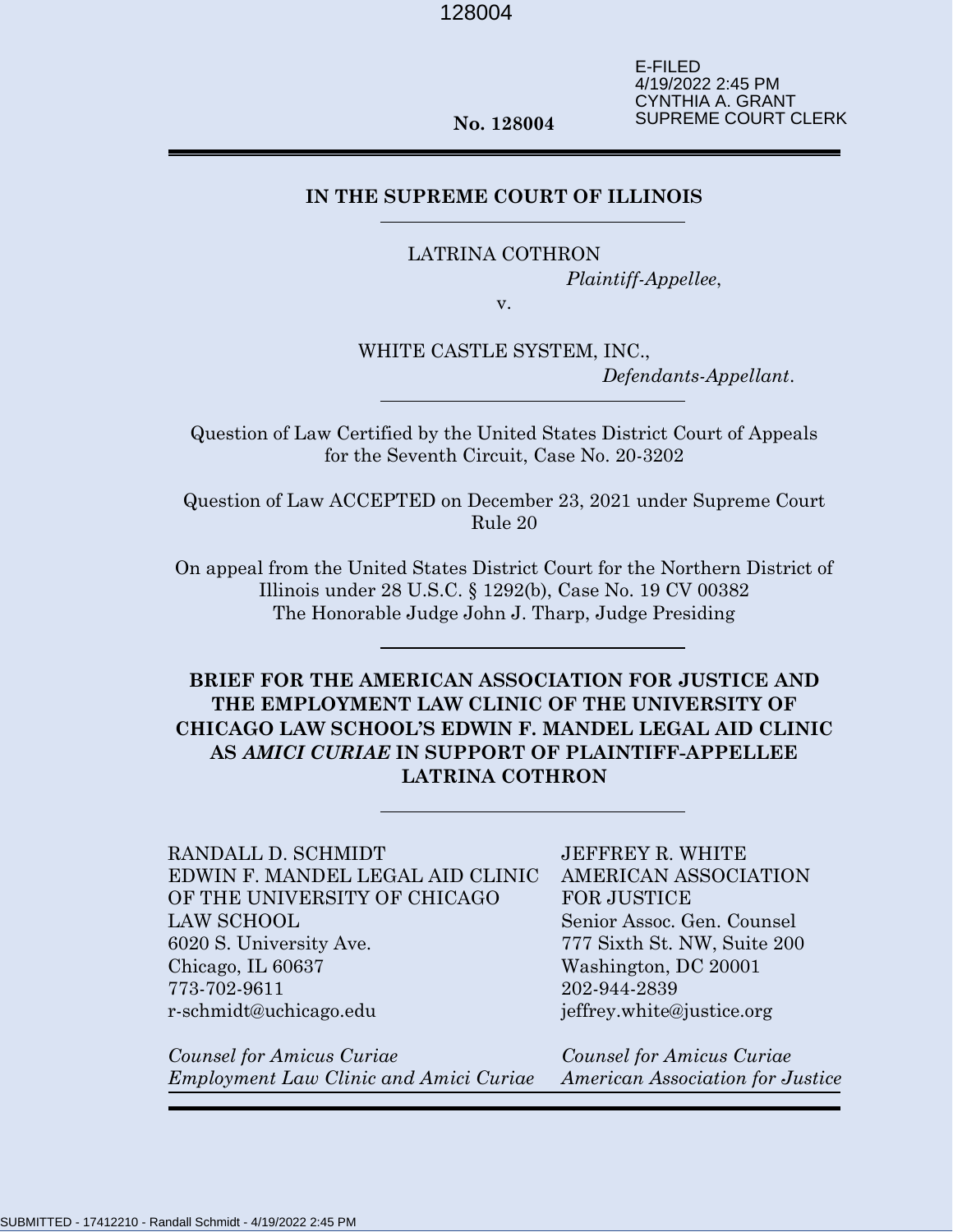E-FILED
4/19/2022 2:45 PM
CYNTHIA A. GRANT
SUPREME COURT CLERK

**No. 128004**

---

**IN THE SUPREME COURT OF ILLINOIS**

---

LATRINA COTHRON
*Plaintiff-Appellee*,

v.

WHITE CASTLE SYSTEM, INC.,
*Defendants-Appellant*.

---

Question of Law Certified by the United States District Court of Appeals for the Seventh Circuit, Case No. 20-3202

Question of Law ACCEPTED on December 23, 2021 under Supreme Court Rule 20

On appeal from the United States District Court for the Northern District of Illinois under 28 U.S.C. § 1292(b), Case No. 19 CV 00382
The Honorable Judge John J. Tharp, Judge Presiding

---

**BRIEF FOR THE AMERICAN ASSOCIATION FOR JUSTICE AND THE EMPLOYMENT LAW CLINIC OF THE UNIVERSITY OF CHICAGO LAW SCHOOL'S EDWIN F. MANDEL LEGAL AID CLINIC AS *AMICI CURIAE* IN SUPPORT OF PLAINTIFF-APPELLEE LATRINA COTHRON**

---

RANDALL D. SCHMIDT
EDWIN F. MANDEL LEGAL AID CLINIC
OF THE UNIVERSITY OF CHICAGO
LAW SCHOOL
6020 S. University Ave.
Chicago, IL 60637
773-702-9611
r-schmidt@uchicago.edu

*Counsel for Amicus Curiae*
*Employment Law Clinic and Amici Curiae*

JEFFREY R. WHITE
AMERICAN ASSOCIATION
FOR JUSTICE
Senior Assoc. Gen. Counsel
777 Sixth St. NW, Suite 200
Washington, DC 20001
202-944-2839
jeffrey.white@justice.org

*Counsel for Amicus Curiae*
*American Association for Justice*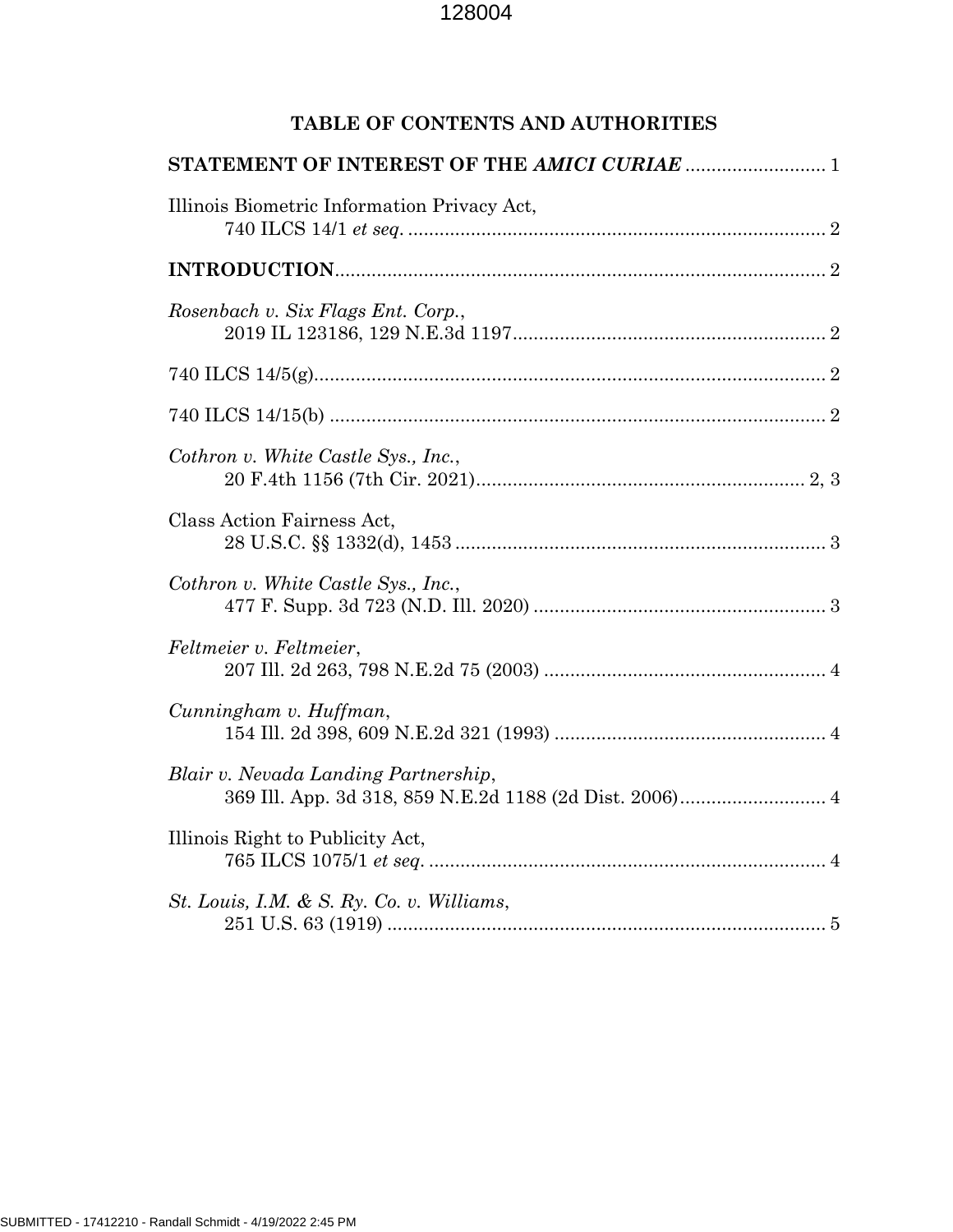# TABLE OF CONTENTS AND AUTHORITIES

**STATEMENT OF INTEREST OF THE *AMICI CURIAE*** .......................... 1

Illinois Biometric Information Privacy Act,
740 ILCS 14/1 *et seq.* ................................................................................ 2

**INTRODUCTION**.............................................................................................. 2

*Rosenbach v. Six Flags Ent. Corp.*,
2019 IL 123186, 129 N.E.3d 1197........................................................... 2

740 ILCS 14/5(g)................................................................................................. 2

740 ILCS 14/15(b) .............................................................................................. 2

*Cothron v. White Castle Sys., Inc.*,
20 F.4th 1156 (7th Cir. 2021)............................................................... 2, 3

Class Action Fairness Act,
28 U.S.C. §§ 1332(d), 1453 ....................................................................... 3

*Cothron v. White Castle Sys., Inc.*,
477 F. Supp. 3d 723 (N.D. Ill. 2020) ........................................................ 3

*Feltmeier v. Feltmeier*,
207 Ill. 2d 263, 798 N.E.2d 75 (2003) ...................................................... 4

*Cunningham v. Huffman*,
154 Ill. 2d 398, 609 N.E.2d 321 (1993) .................................................... 4

*Blair v. Nevada Landing Partnership*,
369 Ill. App. 3d 318, 859 N.E.2d 1188 (2d Dist. 2006)............................ 4

Illinois Right to Publicity Act,
765 ILCS 1075/1 *et seq.* ............................................................................ 4

*St. Louis, I.M. & S. Ry. Co. v. Williams*,
251 U.S. 63 (1919) ..................................................................................... 5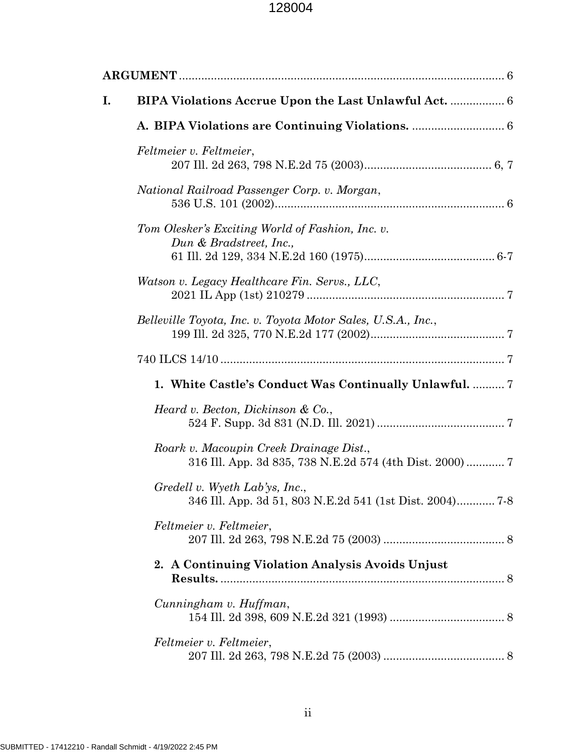**ARGUMENT** ........................................................................................................ 6

**I. BIPA Violations Accrue Upon the Last Unlawful Act.** ................. 6

**A. BIPA Violations are Continuing Violations.** ............................. 6

*Feltmeier v. Feltmeier*,
207 Ill. 2d 263, 798 N.E.2d 75 (2003)........................................ 6, 7

*National Railroad Passenger Corp. v. Morgan*,
536 U.S. 101 (2002)........................................................................ 6

*Tom Olesker's Exciting World of Fashion, Inc. v. Dun & Bradstreet, Inc.*,
61 Ill. 2d 129, 334 N.E.2d 160 (1975)......................................... 6-7

*Watson v. Legacy Healthcare Fin. Servs., LLC*,
2021 IL App (1st) 210279 ............................................................. 7

*Belleville Toyota, Inc. v. Toyota Motor Sales, U.S.A., Inc.*,
199 Ill. 2d 325, 770 N.E.2d 177 (2002).......................................... 7

740 ILCS 14/10 ........................................................................................ 7

**1. White Castle's Conduct Was Continually Unlawful.** .......... 7

*Heard v. Becton, Dickinson & Co.*,
524 F. Supp. 3d 831 (N.D. Ill. 2021) ........................................ 7

*Roark v. Macoupin Creek Drainage Dist.*,
316 Ill. App. 3d 835, 738 N.E.2d 574 (4th Dist. 2000) ............ 7

*Gredell v. Wyeth Lab'ys, Inc.*,
346 Ill. App. 3d 51, 803 N.E.2d 541 (1st Dist. 2004)............ 7-8

*Feltmeier v. Feltmeier*,
207 Ill. 2d 263, 798 N.E.2d 75 (2003) ...................................... 8

**2. A Continuing Violation Analysis Avoids Unjust Results.** ......................................................................................... 8

*Cunningham v. Huffman*,
154 Ill. 2d 398, 609 N.E.2d 321 (1993) .................................... 8

*Feltmeier v. Feltmeier*,
207 Ill. 2d 263, 798 N.E.2d 75 (2003) ...................................... 8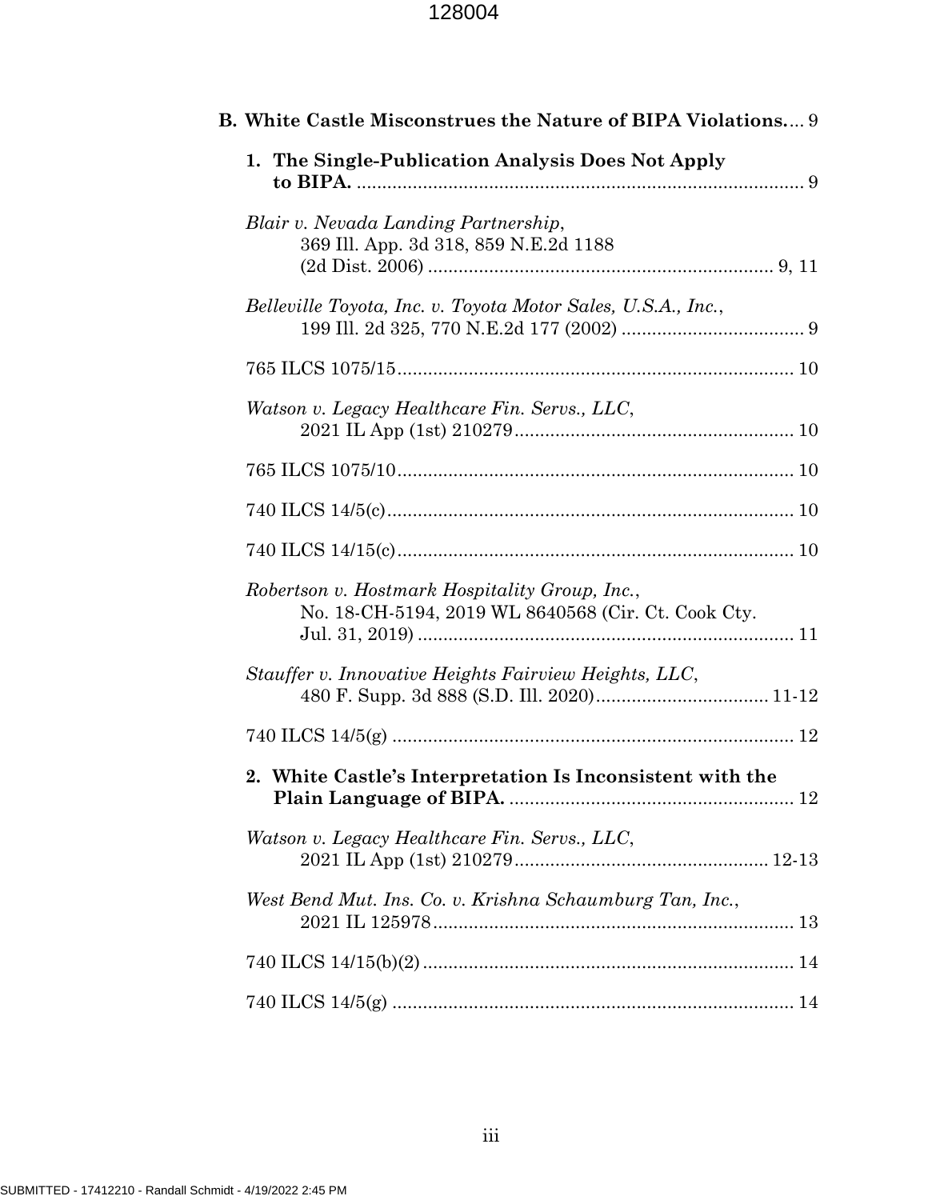**B. White Castle Misconstrues the Nature of BIPA Violations.** ... 9

**1. The Single-Publication Analysis Does Not Apply to BIPA.** ........................................................................................ 9

*Blair v. Nevada Landing Partnership*, 369 Ill. App. 3d 318, 859 N.E.2d 1188 (2d Dist. 2006) .................................................................... 9, 11

*Belleville Toyota, Inc. v. Toyota Motor Sales, U.S.A., Inc.*, 199 Ill. 2d 325, 770 N.E.2d 177 (2002) .................................... 9

765 ILCS 1075/15............................................................................. 10

*Watson v. Legacy Healthcare Fin. Servs., LLC*, 2021 IL App (1st) 210279...................................................... 10

765 ILCS 1075/10............................................................................. 10

740 ILCS 14/5(c)............................................................................... 10

740 ILCS 14/15(c)............................................................................. 10

*Robertson v. Hostmark Hospitality Group, Inc.*, No. 18-CH-5194, 2019 WL 8640568 (Cir. Ct. Cook Cty. Jul. 31, 2019) .......................................................................... 11

*Stauffer v. Innovative Heights Fairview Heights, LLC*, 480 F. Supp. 3d 888 (S.D. Ill. 2020)................................. 11-12

740 ILCS 14/5(g) .............................................................................. 12

**2. White Castle's Interpretation Is Inconsistent with the Plain Language of BIPA.** ....................................................... 12

*Watson v. Legacy Healthcare Fin. Servs., LLC*, 2021 IL App (1st) 210279.................................................. 12-13

*West Bend Mut. Ins. Co. v. Krishna Schaumburg Tan, Inc.*, 2021 IL 125978...................................................................... 13

740 ILCS 14/15(b)(2)........................................................................ 14

740 ILCS 14/5(g) .............................................................................. 14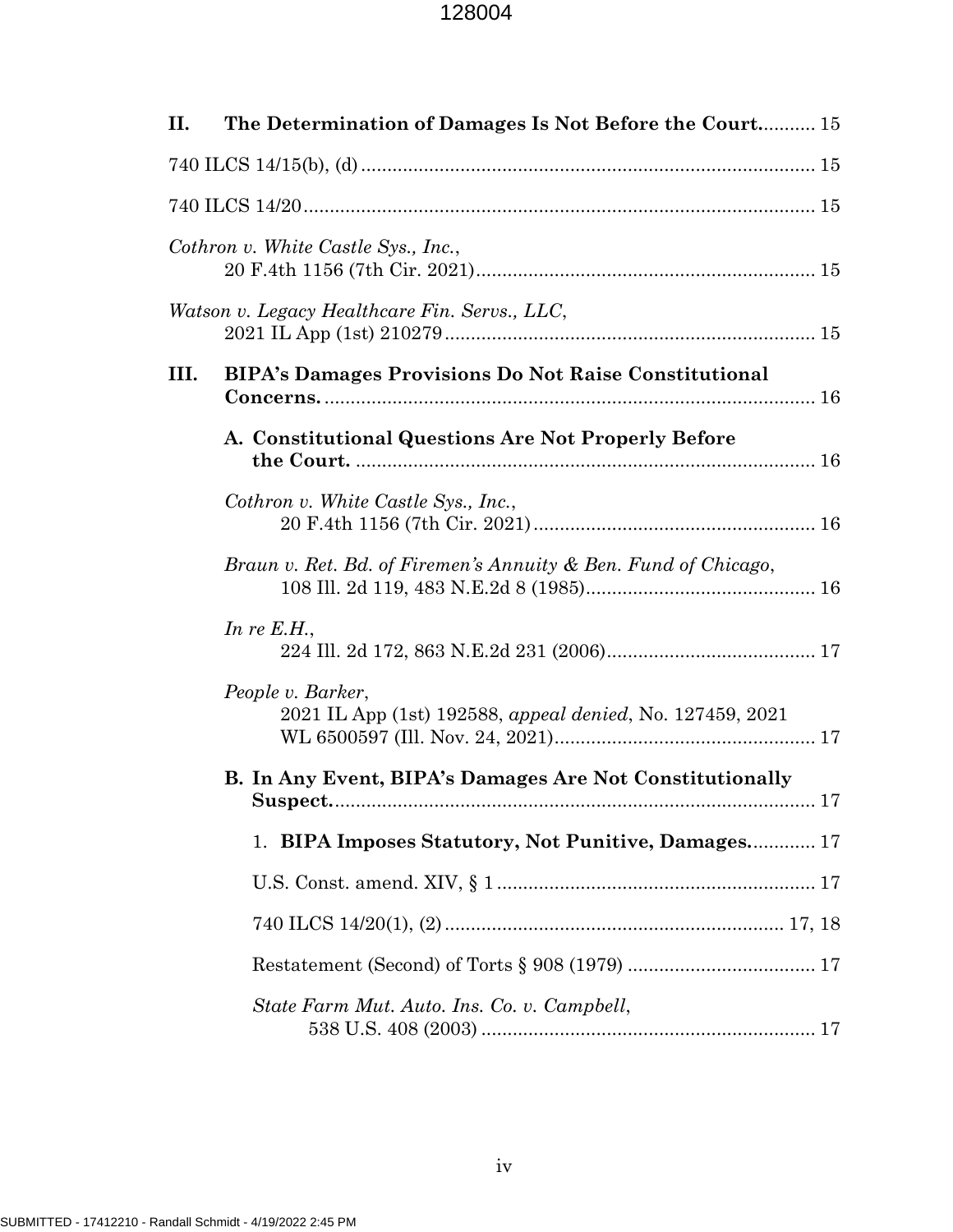**II. The Determination of Damages Is Not Before the Court.** .......... 15

740 ILCS 14/15(b), (d) .......... 15

740 ILCS 14/20 .......... 15

*Cothron v. White Castle Sys., Inc.*,
20 F.4th 1156 (7th Cir. 2021) .......... 15

*Watson v. Legacy Healthcare Fin. Servs., LLC*,
2021 IL App (1st) 210279 .......... 15

**III. BIPA's Damages Provisions Do Not Raise Constitutional Concerns.** .......... 16

**A. Constitutional Questions Are Not Properly Before the Court.** .......... 16

*Cothron v. White Castle Sys., Inc.*,
20 F.4th 1156 (7th Cir. 2021) .......... 16

*Braun v. Ret. Bd. of Firemen's Annuity & Ben. Fund of Chicago*,
108 Ill. 2d 119, 483 N.E.2d 8 (1985) .......... 16

*In re E.H.*,
224 Ill. 2d 172, 863 N.E.2d 231 (2006) .......... 17

*People v. Barker*,
2021 IL App (1st) 192588, *appeal denied*, No. 127459, 2021 WL 6500597 (Ill. Nov. 24, 2021) .......... 17

**B. In Any Event, BIPA's Damages Are Not Constitutionally Suspect.** .......... 17

1. **BIPA Imposes Statutory, Not Punitive, Damages.** .......... 17

U.S. Const. amend. XIV, § 1 .......... 17

740 ILCS 14/20(1), (2) .......... 17, 18

Restatement (Second) of Torts § 908 (1979) .......... 17

*State Farm Mut. Auto. Ins. Co. v. Campbell*,
538 U.S. 408 (2003) .......... 17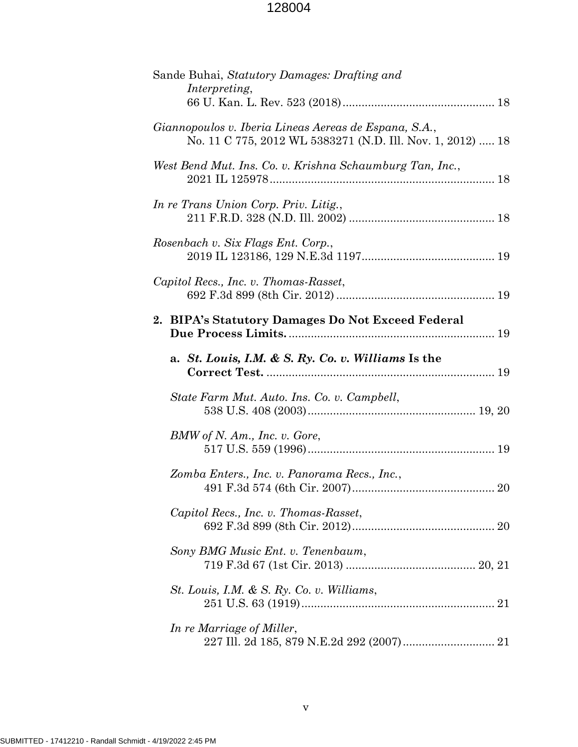Sande Buhai, *Statutory Damages: Drafting and Interpreting*, 66 U. Kan. L. Rev. 523 (2018) ................................................ 18

*Giannopoulos v. Iberia Lineas Aereas de Espana, S.A.*, No. 11 C 775, 2012 WL 5383271 (N.D. Ill. Nov. 1, 2012) ..... 18

*West Bend Mut. Ins. Co. v. Krishna Schaumburg Tan, Inc.*, 2021 IL 125978 ....................................................................... 18

*In re Trans Union Corp. Priv. Litig.*, 211 F.R.D. 328 (N.D. Ill. 2002) .............................................. 18

*Rosenbach v. Six Flags Ent. Corp.*, 2019 IL 123186, 129 N.E.3d 1197 .......................................... 19

*Capitol Recs., Inc. v. Thomas-Rasset*, 692 F.3d 899 (8th Cir. 2012) .................................................. 19

**2. BIPA's Statutory Damages Do Not Exceed Federal Due Process Limits.** ................................................................ 19

**a. *St. Louis, I.M. & S. Ry. Co. v. Williams* Is the Correct Test.** ....................................................................... 19

*State Farm Mut. Auto. Ins. Co. v. Campbell*, 538 U.S. 408 (2003) ..................................................... 19, 20

*BMW of N. Am., Inc. v. Gore*, 517 U.S. 559 (1996) ........................................................... 19

*Zomba Enters., Inc. v. Panorama Recs., Inc.*, 491 F.3d 574 (6th Cir. 2007) ............................................. 20

*Capitol Recs., Inc. v. Thomas-Rasset*, 692 F.3d 899 (8th Cir. 2012) ............................................. 20

*Sony BMG Music Ent. v. Tenenbaum*, 719 F.3d 67 (1st Cir. 2013) ......................................... 20, 21

*St. Louis, I.M. & S. Ry. Co. v. Williams*, 251 U.S. 63 (1919) ............................................................. 21

*In re Marriage of Miller*, 227 Ill. 2d 185, 879 N.E.2d 292 (2007) ............................. 21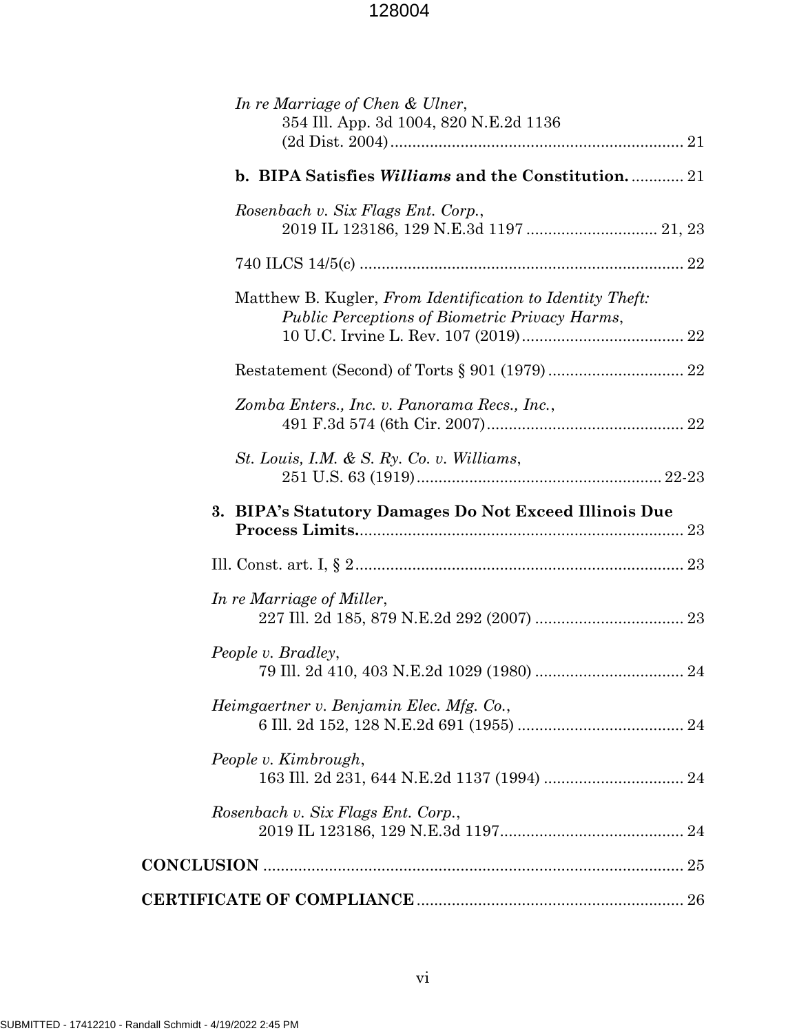*In re Marriage of Chen & Ulner*,
354 Ill. App. 3d 1004, 820 N.E.2d 1136
(2d Dist. 2004) .................................................................. 21

**b. BIPA Satisfies *Williams* and the Constitution.** ............ 21

*Rosenbach v. Six Flags Ent. Corp.*,
2019 IL 123186, 129 N.E.3d 1197 ............................. 21, 23

740 ILCS 14/5(c) ......................................................................... 22

Matthew B. Kugler, *From Identification to Identity Theft: Public Perceptions of Biometric Privacy Harms*,
10 U.C. Irvine L. Rev. 107 (2019) ..................................... 22

Restatement (Second) of Torts § 901 (1979) ............................... 22

*Zomba Enters., Inc. v. Panorama Recs., Inc.*,
491 F.3d 574 (6th Cir. 2007) ............................................. 22

*St. Louis, I.M. & S. Ry. Co. v. Williams*,
251 U.S. 63 (1919) ........................................................ 22-23

**3. BIPA's Statutory Damages Do Not Exceed Illinois Due Process Limits.** ......................................................................... 23

Ill. Const. art. I, § 2 .......................................................................... 23

*In re Marriage of Miller*,
227 Ill. 2d 185, 879 N.E.2d 292 (2007) .................................. 23

*People v. Bradley*,
79 Ill. 2d 410, 403 N.E.2d 1029 (1980) .................................. 24

*Heimgaertner v. Benjamin Elec. Mfg. Co.*,
6 Ill. 2d 152, 128 N.E.2d 691 (1955) ...................................... 24

*People v. Kimbrough*,
163 Ill. 2d 231, 644 N.E.2d 1137 (1994) ................................ 24

*Rosenbach v. Six Flags Ent. Corp.*,
2019 IL 123186, 129 N.E.3d 1197 .......................................... 24

**CONCLUSION** ................................................................................ 25

**CERTIFICATE OF COMPLIANCE** ............................................................ 26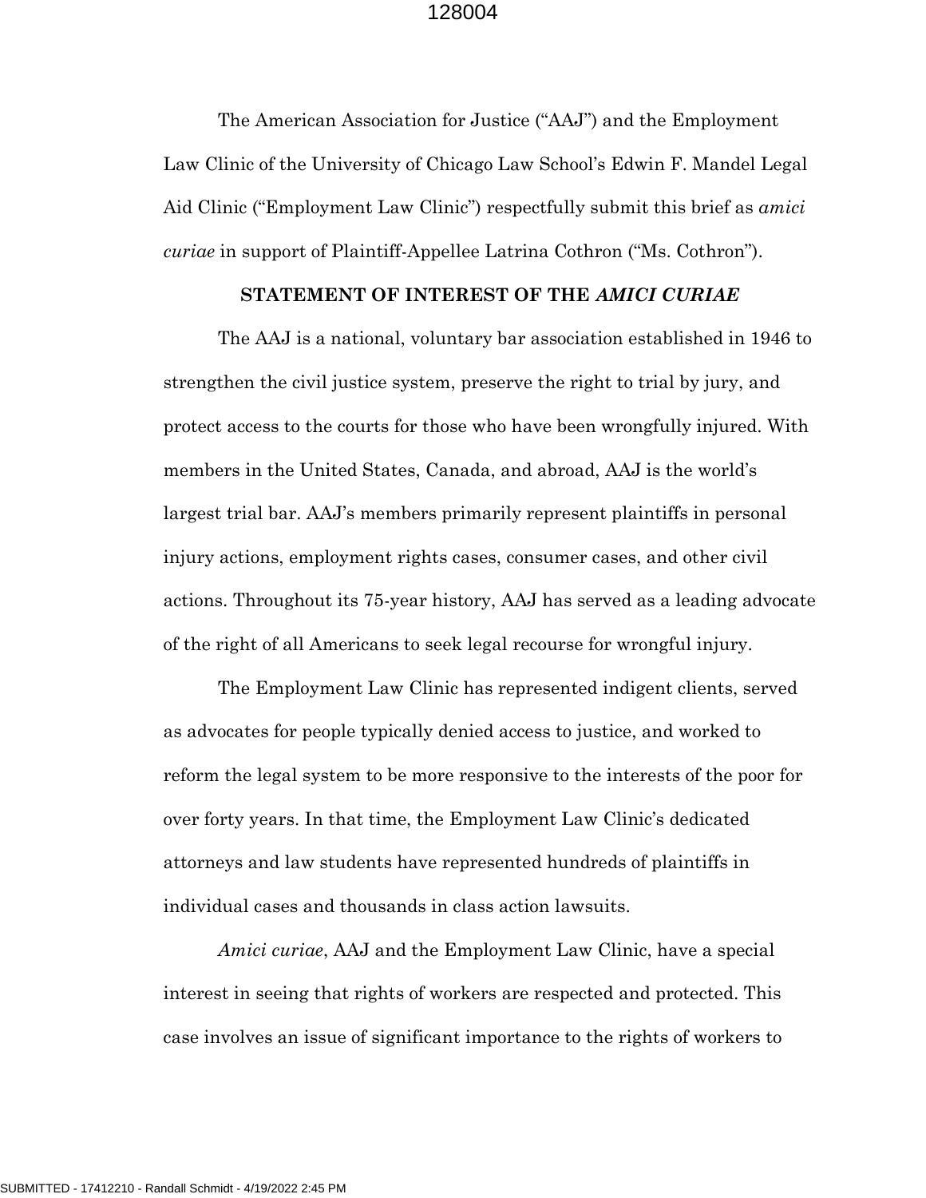The American Association for Justice ("AAJ") and the Employment Law Clinic of the University of Chicago Law School's Edwin F. Mandel Legal Aid Clinic ("Employment Law Clinic") respectfully submit this brief as *amici curiae* in support of Plaintiff-Appellee Latrina Cothron ("Ms. Cothron").

**STATEMENT OF INTEREST OF THE *AMICI CURIAE***

The AAJ is a national, voluntary bar association established in 1946 to strengthen the civil justice system, preserve the right to trial by jury, and protect access to the courts for those who have been wrongfully injured. With members in the United States, Canada, and abroad, AAJ is the world's largest trial bar. AAJ's members primarily represent plaintiffs in personal injury actions, employment rights cases, consumer cases, and other civil actions. Throughout its 75-year history, AAJ has served as a leading advocate of the right of all Americans to seek legal recourse for wrongful injury.

The Employment Law Clinic has represented indigent clients, served as advocates for people typically denied access to justice, and worked to reform the legal system to be more responsive to the interests of the poor for over forty years. In that time, the Employment Law Clinic's dedicated attorneys and law students have represented hundreds of plaintiffs in individual cases and thousands in class action lawsuits.

*Amici curiae*, AAJ and the Employment Law Clinic, have a special interest in seeing that rights of workers are respected and protected. This case involves an issue of significant importance to the rights of workers to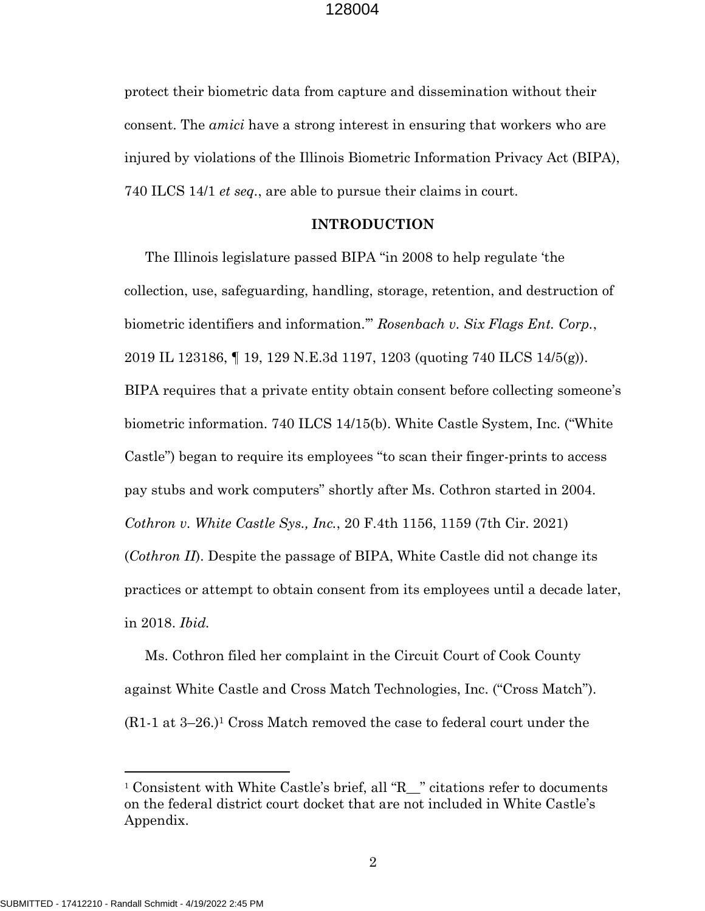protect their biometric data from capture and dissemination without their consent. The *amici* have a strong interest in ensuring that workers who are injured by violations of the Illinois Biometric Information Privacy Act (BIPA), 740 ILCS 14/1 *et seq.*, are able to pursue their claims in court.

## INTRODUCTION

The Illinois legislature passed BIPA "in 2008 to help regulate 'the collection, use, safeguarding, handling, storage, retention, and destruction of biometric identifiers and information.'" *Rosenbach v. Six Flags Ent. Corp.*, 2019 IL 123186, ¶ 19, 129 N.E.3d 1197, 1203 (quoting 740 ILCS 14/5(g)). BIPA requires that a private entity obtain consent before collecting someone's biometric information. 740 ILCS 14/15(b). White Castle System, Inc. ("White Castle") began to require its employees "to scan their finger-prints to access pay stubs and work computers" shortly after Ms. Cothron started in 2004. *Cothron v. White Castle Sys., Inc.*, 20 F.4th 1156, 1159 (7th Cir. 2021) (*Cothron II*). Despite the passage of BIPA, White Castle did not change its practices or attempt to obtain consent from its employees until a decade later, in 2018. *Ibid.*

Ms. Cothron filed her complaint in the Circuit Court of Cook County against White Castle and Cross Match Technologies, Inc. ("Cross Match"). (R1-1 at 3–26.)[1] Cross Match removed the case to federal court under the

---

[1] Consistent with White Castle's brief, all "R__" citations refer to documents on the federal district court docket that are not included in White Castle's Appendix.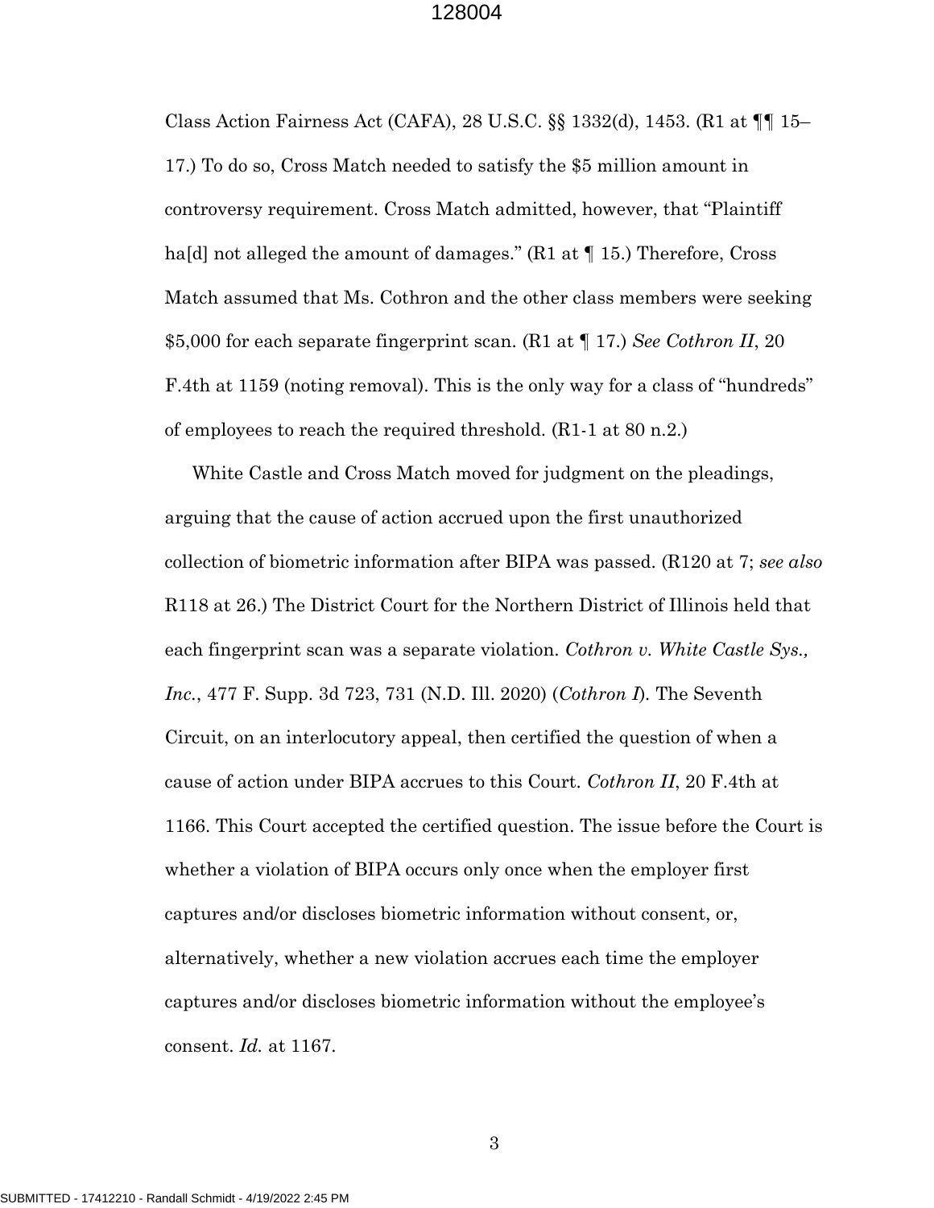Class Action Fairness Act (CAFA), 28 U.S.C. §§ 1332(d), 1453. (R1 at ¶¶ 15–17.) To do so, Cross Match needed to satisfy the $5 million amount in controversy requirement. Cross Match admitted, however, that "Plaintiff ha[d] not alleged the amount of damages." (R1 at ¶ 15.) Therefore, Cross Match assumed that Ms. Cothron and the other class members were seeking $5,000 for each separate fingerprint scan. (R1 at ¶ 17.) *See Cothron II*, 20 F.4th at 1159 (noting removal). This is the only way for a class of "hundreds" of employees to reach the required threshold. (R1-1 at 80 n.2.)

White Castle and Cross Match moved for judgment on the pleadings, arguing that the cause of action accrued upon the first unauthorized collection of biometric information after BIPA was passed. (R120 at 7; *see also* R118 at 26.) The District Court for the Northern District of Illinois held that each fingerprint scan was a separate violation. *Cothron v. White Castle Sys., Inc.*, 477 F. Supp. 3d 723, 731 (N.D. Ill. 2020) (*Cothron I*). The Seventh Circuit, on an interlocutory appeal, then certified the question of when a cause of action under BIPA accrues to this Court. *Cothron II*, 20 F.4th at 1166. This Court accepted the certified question. The issue before the Court is whether a violation of BIPA occurs only once when the employer first captures and/or discloses biometric information without consent, or, alternatively, whether a new violation accrues each time the employer captures and/or discloses biometric information without the employee's consent. *Id.* at 1167.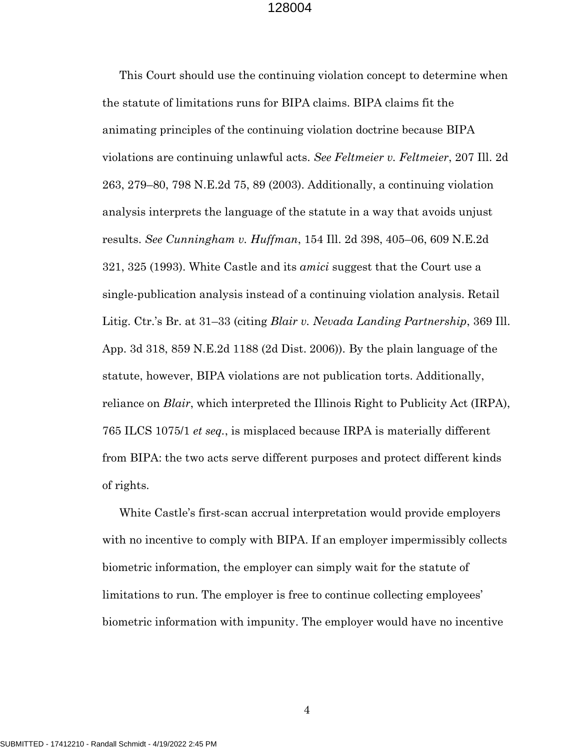This Court should use the continuing violation concept to determine when the statute of limitations runs for BIPA claims. BIPA claims fit the animating principles of the continuing violation doctrine because BIPA violations are continuing unlawful acts. *See Feltmeier v. Feltmeier*, 207 Ill. 2d 263, 279–80, 798 N.E.2d 75, 89 (2003). Additionally, a continuing violation analysis interprets the language of the statute in a way that avoids unjust results. *See Cunningham v. Huffman*, 154 Ill. 2d 398, 405–06, 609 N.E.2d 321, 325 (1993). White Castle and its *amici* suggest that the Court use a single-publication analysis instead of a continuing violation analysis. Retail Litig. Ctr.'s Br. at 31–33 (citing *Blair v. Nevada Landing Partnership*, 369 Ill. App. 3d 318, 859 N.E.2d 1188 (2d Dist. 2006)). By the plain language of the statute, however, BIPA violations are not publication torts. Additionally, reliance on *Blair*, which interpreted the Illinois Right to Publicity Act (IRPA), 765 ILCS 1075/1 *et seq.*, is misplaced because IRPA is materially different from BIPA: the two acts serve different purposes and protect different kinds of rights.

White Castle's first-scan accrual interpretation would provide employers with no incentive to comply with BIPA. If an employer impermissibly collects biometric information, the employer can simply wait for the statute of limitations to run. The employer is free to continue collecting employees' biometric information with impunity. The employer would have no incentive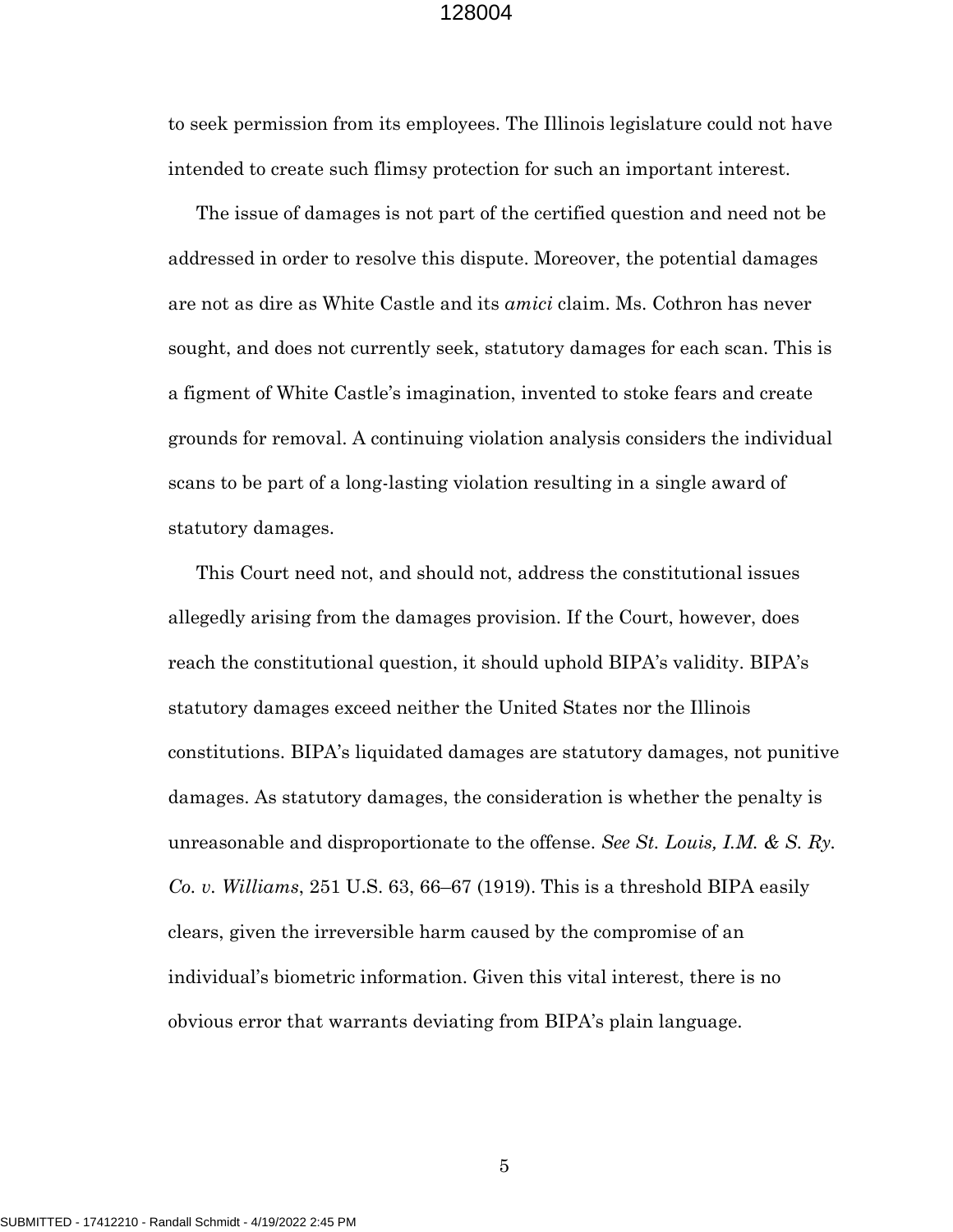to seek permission from its employees. The Illinois legislature could not have intended to create such flimsy protection for such an important interest.

The issue of damages is not part of the certified question and need not be addressed in order to resolve this dispute. Moreover, the potential damages are not as dire as White Castle and its *amici* claim. Ms. Cothron has never sought, and does not currently seek, statutory damages for each scan. This is a figment of White Castle's imagination, invented to stoke fears and create grounds for removal. A continuing violation analysis considers the individual scans to be part of a long-lasting violation resulting in a single award of statutory damages.

This Court need not, and should not, address the constitutional issues allegedly arising from the damages provision. If the Court, however, does reach the constitutional question, it should uphold BIPA's validity. BIPA's statutory damages exceed neither the United States nor the Illinois constitutions. BIPA's liquidated damages are statutory damages, not punitive damages. As statutory damages, the consideration is whether the penalty is unreasonable and disproportionate to the offense. *See St. Louis, I.M. & S. Ry. Co. v. Williams*, 251 U.S. 63, 66–67 (1919). This is a threshold BIPA easily clears, given the irreversible harm caused by the compromise of an individual's biometric information. Given this vital interest, there is no obvious error that warrants deviating from BIPA's plain language.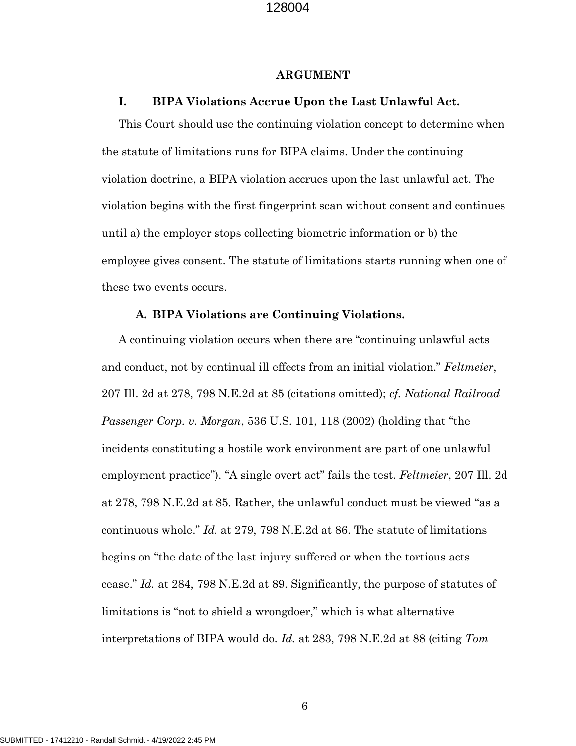## ARGUMENT

### I. BIPA Violations Accrue Upon the Last Unlawful Act.

This Court should use the continuing violation concept to determine when the statute of limitations runs for BIPA claims. Under the continuing violation doctrine, a BIPA violation accrues upon the last unlawful act. The violation begins with the first fingerprint scan without consent and continues until a) the employer stops collecting biometric information or b) the employee gives consent. The statute of limitations starts running when one of these two events occurs.

#### A. BIPA Violations are Continuing Violations.

A continuing violation occurs when there are "continuing unlawful acts and conduct, not by continual ill effects from an initial violation." *Feltmeier*, 207 Ill. 2d at 278, 798 N.E.2d at 85 (citations omitted); *cf. National Railroad Passenger Corp. v. Morgan*, 536 U.S. 101, 118 (2002) (holding that "the incidents constituting a hostile work environment are part of one unlawful employment practice"). "A single overt act" fails the test. *Feltmeier*, 207 Ill. 2d at 278, 798 N.E.2d at 85. Rather, the unlawful conduct must be viewed "as a continuous whole." *Id.* at 279, 798 N.E.2d at 86. The statute of limitations begins on "the date of the last injury suffered or when the tortious acts cease." *Id.* at 284, 798 N.E.2d at 89. Significantly, the purpose of statutes of limitations is "not to shield a wrongdoer," which is what alternative interpretations of BIPA would do. *Id.* at 283, 798 N.E.2d at 88 (citing *Tom*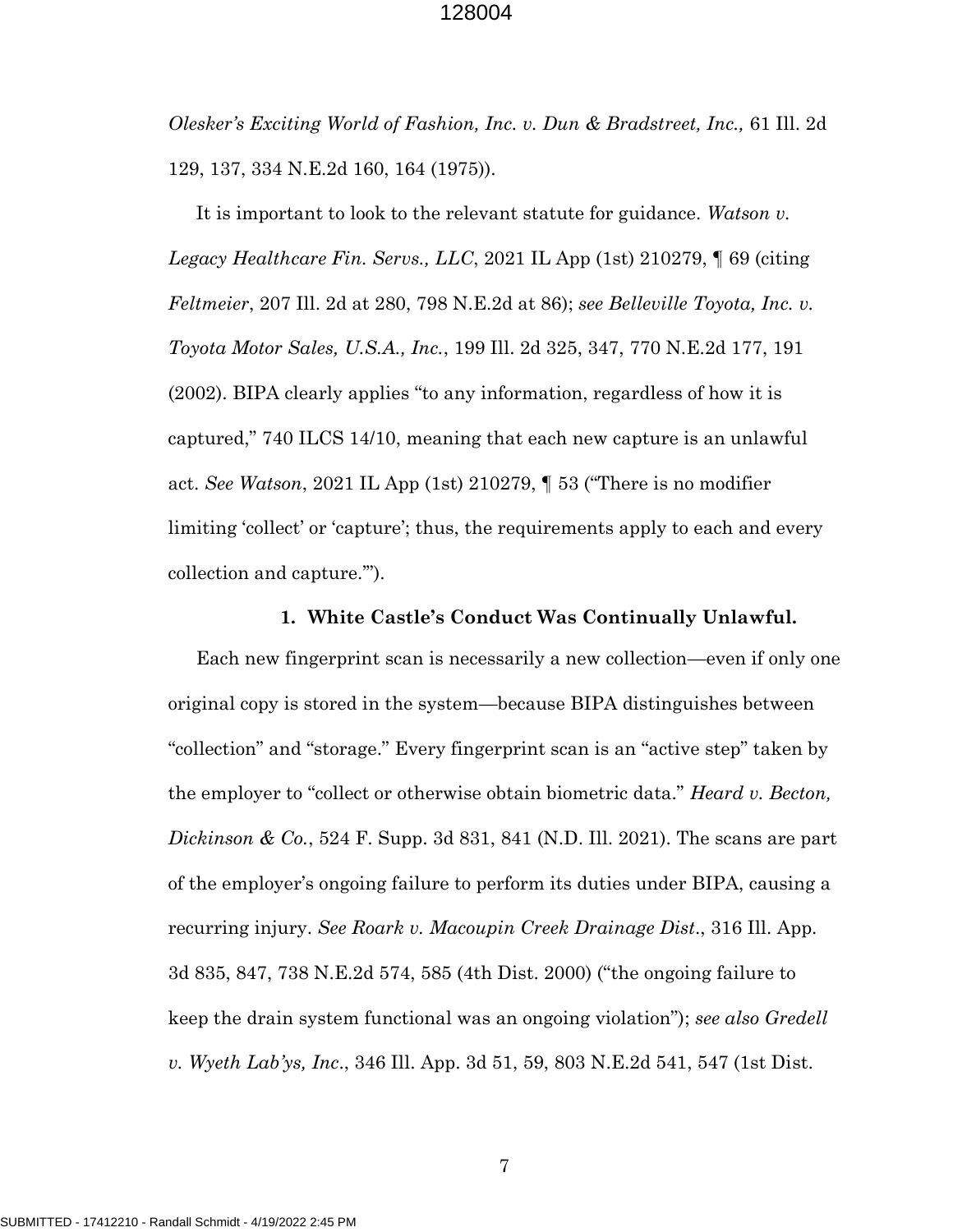*Olesker's Exciting World of Fashion, Inc. v. Dun & Bradstreet, Inc.,* 61 Ill. 2d 129, 137, 334 N.E.2d 160, 164 (1975)).

It is important to look to the relevant statute for guidance. *Watson v. Legacy Healthcare Fin. Servs., LLC*, 2021 IL App (1st) 210279, ¶ 69 (citing *Feltmeier*, 207 Ill. 2d at 280, 798 N.E.2d at 86); *see Belleville Toyota, Inc. v. Toyota Motor Sales, U.S.A., Inc.*, 199 Ill. 2d 325, 347, 770 N.E.2d 177, 191 (2002). BIPA clearly applies "to any information, regardless of how it is captured," 740 ILCS 14/10, meaning that each new capture is an unlawful act. *See Watson*, 2021 IL App (1st) 210279, ¶ 53 ("There is no modifier limiting 'collect' or 'capture'; thus, the requirements apply to each and every collection and capture.'").

### 1. White Castle's Conduct Was Continually Unlawful.

Each new fingerprint scan is necessarily a new collection—even if only one original copy is stored in the system—because BIPA distinguishes between "collection" and "storage." Every fingerprint scan is an "active step" taken by the employer to "collect or otherwise obtain biometric data." *Heard v. Becton, Dickinson & Co.*, 524 F. Supp. 3d 831, 841 (N.D. Ill. 2021). The scans are part of the employer's ongoing failure to perform its duties under BIPA, causing a recurring injury. *See Roark v. Macoupin Creek Drainage Dist*., 316 Ill. App. 3d 835, 847, 738 N.E.2d 574, 585 (4th Dist. 2000) ("the ongoing failure to keep the drain system functional was an ongoing violation"); *see also Gredell v. Wyeth Lab'ys, Inc*., 346 Ill. App. 3d 51, 59, 803 N.E.2d 541, 547 (1st Dist.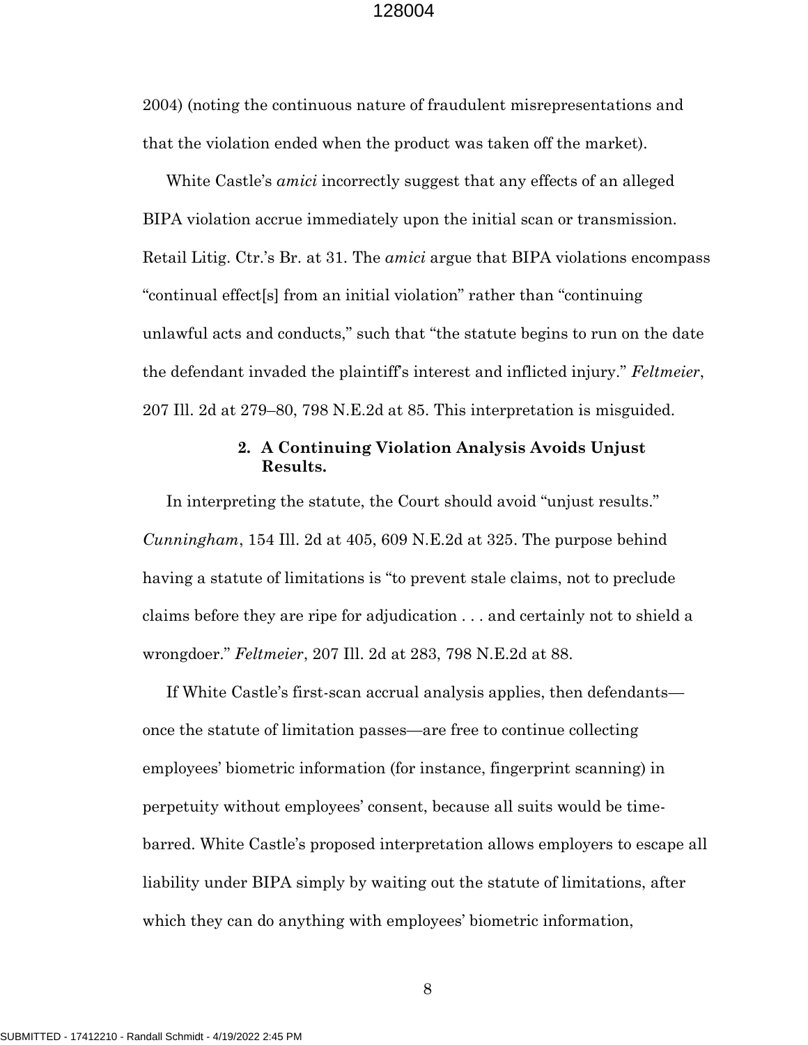2004) (noting the continuous nature of fraudulent misrepresentations and that the violation ended when the product was taken off the market).

White Castle's *amici* incorrectly suggest that any effects of an alleged BIPA violation accrue immediately upon the initial scan or transmission. Retail Litig. Ctr.'s Br. at 31. The *amici* argue that BIPA violations encompass "continual effect[s] from an initial violation" rather than "continuing unlawful acts and conducts," such that "the statute begins to run on the date the defendant invaded the plaintiff's interest and inflicted injury." *Feltmeier*, 207 Ill. 2d at 279–80, 798 N.E.2d at 85. This interpretation is misguided.

### 2. A Continuing Violation Analysis Avoids Unjust Results.

In interpreting the statute, the Court should avoid "unjust results." *Cunningham*, 154 Ill. 2d at 405, 609 N.E.2d at 325. The purpose behind having a statute of limitations is "to prevent stale claims, not to preclude claims before they are ripe for adjudication . . . and certainly not to shield a wrongdoer." *Feltmeier*, 207 Ill. 2d at 283, 798 N.E.2d at 88.

If White Castle's first-scan accrual analysis applies, then defendants—once the statute of limitation passes—are free to continue collecting employees' biometric information (for instance, fingerprint scanning) in perpetuity without employees' consent, because all suits would be time-barred. White Castle's proposed interpretation allows employers to escape all liability under BIPA simply by waiting out the statute of limitations, after which they can do anything with employees' biometric information,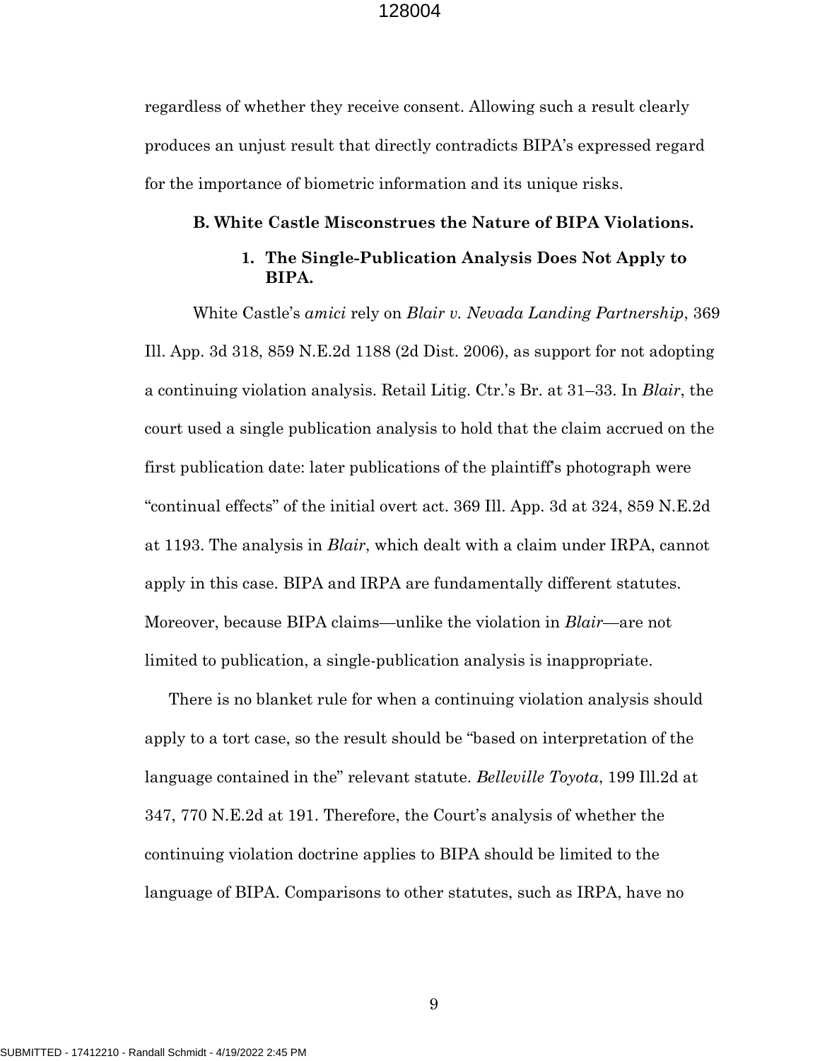regardless of whether they receive consent. Allowing such a result clearly produces an unjust result that directly contradicts BIPA's expressed regard for the importance of biometric information and its unique risks.

### B. White Castle Misconstrues the Nature of BIPA Violations.

#### 1. The Single-Publication Analysis Does Not Apply to BIPA.

White Castle's *amici* rely on *Blair v. Nevada Landing Partnership*, 369 Ill. App. 3d 318, 859 N.E.2d 1188 (2d Dist. 2006), as support for not adopting a continuing violation analysis. Retail Litig. Ctr.'s Br. at 31–33. In *Blair*, the court used a single publication analysis to hold that the claim accrued on the first publication date: later publications of the plaintiff's photograph were "continual effects" of the initial overt act. 369 Ill. App. 3d at 324, 859 N.E.2d at 1193. The analysis in *Blair*, which dealt with a claim under IRPA, cannot apply in this case. BIPA and IRPA are fundamentally different statutes. Moreover, because BIPA claims—unlike the violation in *Blair*—are not limited to publication, a single-publication analysis is inappropriate.

There is no blanket rule for when a continuing violation analysis should apply to a tort case, so the result should be "based on interpretation of the language contained in the" relevant statute. *Belleville Toyota*, 199 Ill.2d at 347, 770 N.E.2d at 191. Therefore, the Court's analysis of whether the continuing violation doctrine applies to BIPA should be limited to the language of BIPA. Comparisons to other statutes, such as IRPA, have no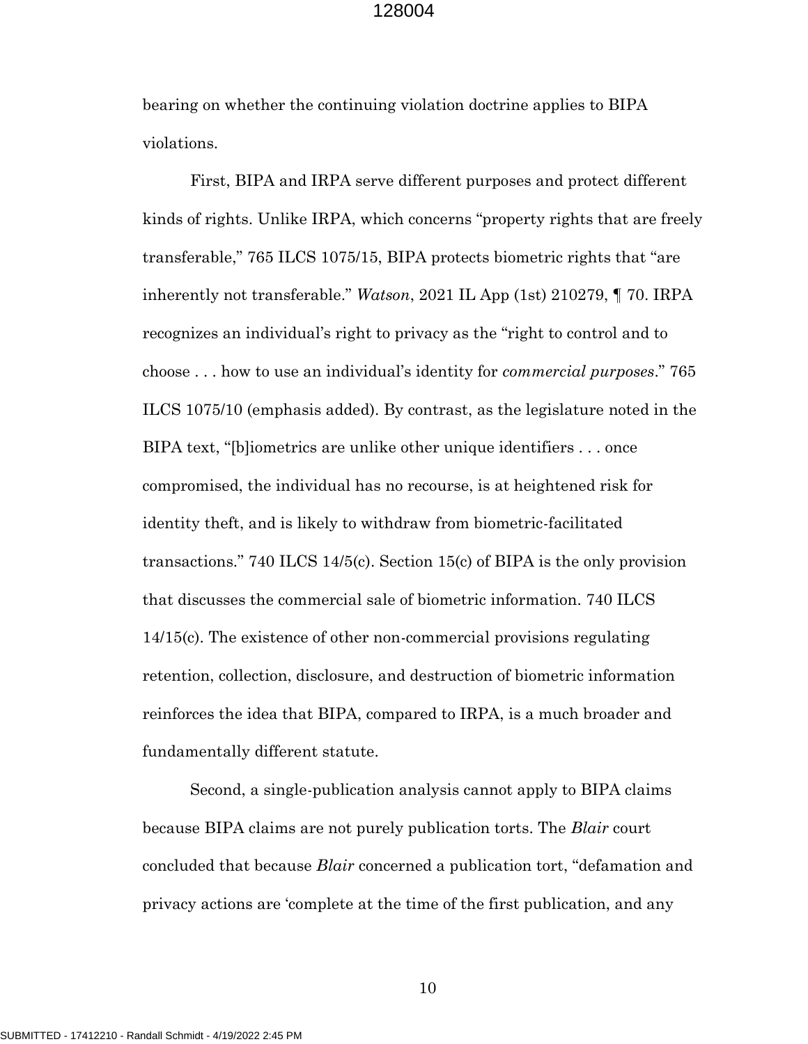bearing on whether the continuing violation doctrine applies to BIPA violations.

First, BIPA and IRPA serve different purposes and protect different kinds of rights. Unlike IRPA, which concerns "property rights that are freely transferable," 765 ILCS 1075/15, BIPA protects biometric rights that "are inherently not transferable." *Watson*, 2021 IL App (1st) 210279, ¶ 70. IRPA recognizes an individual's right to privacy as the "right to control and to choose . . . how to use an individual's identity for *commercial purposes*." 765 ILCS 1075/10 (emphasis added). By contrast, as the legislature noted in the BIPA text, "[b]iometrics are unlike other unique identifiers . . . once compromised, the individual has no recourse, is at heightened risk for identity theft, and is likely to withdraw from biometric-facilitated transactions." 740 ILCS 14/5(c). Section 15(c) of BIPA is the only provision that discusses the commercial sale of biometric information. 740 ILCS 14/15(c). The existence of other non-commercial provisions regulating retention, collection, disclosure, and destruction of biometric information reinforces the idea that BIPA, compared to IRPA, is a much broader and fundamentally different statute.

Second, a single-publication analysis cannot apply to BIPA claims because BIPA claims are not purely publication torts. The *Blair* court concluded that because *Blair* concerned a publication tort, "defamation and privacy actions are 'complete at the time of the first publication, and any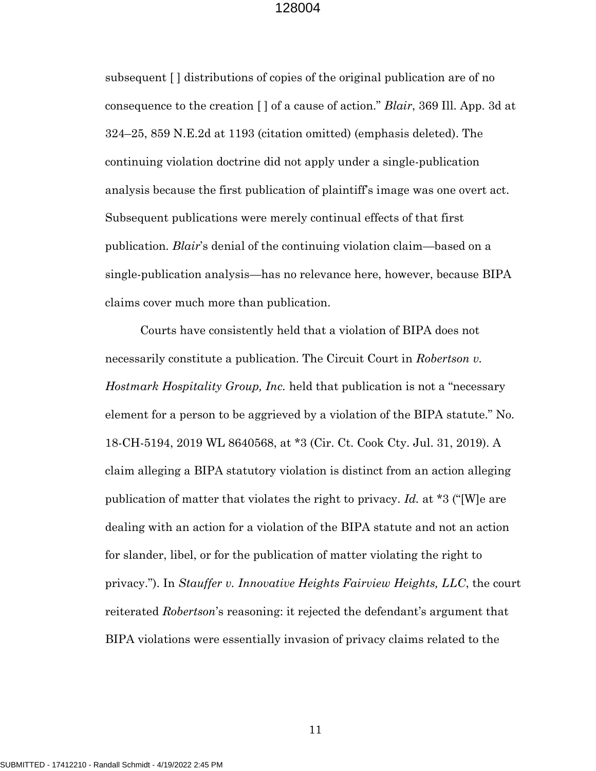subsequent [ ] distributions of copies of the original publication are of no consequence to the creation [ ] of a cause of action." *Blair*, 369 Ill. App. 3d at 324–25, 859 N.E.2d at 1193 (citation omitted) (emphasis deleted). The continuing violation doctrine did not apply under a single-publication analysis because the first publication of plaintiff's image was one overt act. Subsequent publications were merely continual effects of that first publication. *Blair*'s denial of the continuing violation claim—based on a single-publication analysis—has no relevance here, however, because BIPA claims cover much more than publication.

Courts have consistently held that a violation of BIPA does not necessarily constitute a publication. The Circuit Court in *Robertson v. Hostmark Hospitality Group, Inc.* held that publication is not a "necessary element for a person to be aggrieved by a violation of the BIPA statute." No. 18-CH-5194, 2019 WL 8640568, at *3 (Cir. Ct. Cook Cty. Jul. 31, 2019). A claim alleging a BIPA statutory violation is distinct from an action alleging publication of matter that violates the right to privacy. *Id.* at *3 ("[W]e are dealing with an action for a violation of the BIPA statute and not an action for slander, libel, or for the publication of matter violating the right to privacy."). In *Stauffer v. Innovative Heights Fairview Heights, LLC*, the court reiterated *Robertson*'s reasoning: it rejected the defendant's argument that BIPA violations were essentially invasion of privacy claims related to the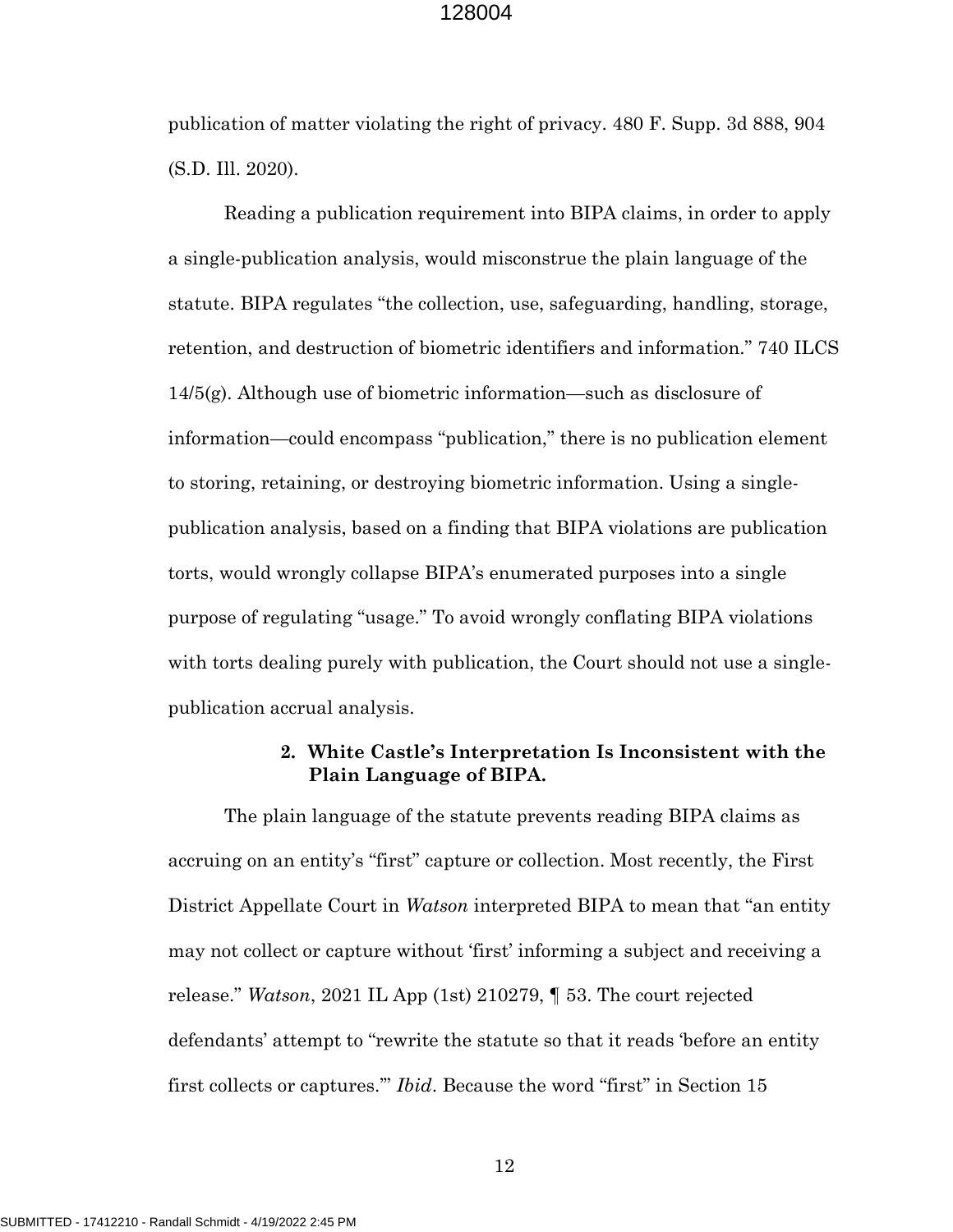publication of matter violating the right of privacy. 480 F. Supp. 3d 888, 904 (S.D. Ill. 2020).

Reading a publication requirement into BIPA claims, in order to apply a single-publication analysis, would misconstrue the plain language of the statute. BIPA regulates "the collection, use, safeguarding, handling, storage, retention, and destruction of biometric identifiers and information." 740 ILCS 14/5(g). Although use of biometric information—such as disclosure of information—could encompass "publication," there is no publication element to storing, retaining, or destroying biometric information. Using a single-publication analysis, based on a finding that BIPA violations are publication torts, would wrongly collapse BIPA's enumerated purposes into a single purpose of regulating "usage." To avoid wrongly conflating BIPA violations with torts dealing purely with publication, the Court should not use a single-publication accrual analysis.

### 2. White Castle's Interpretation Is Inconsistent with the Plain Language of BIPA.

The plain language of the statute prevents reading BIPA claims as accruing on an entity's "first" capture or collection. Most recently, the First District Appellate Court in *Watson* interpreted BIPA to mean that "an entity may not collect or capture without 'first' informing a subject and receiving a release." *Watson*, 2021 IL App (1st) 210279, ¶ 53. The court rejected defendants' attempt to "rewrite the statute so that it reads 'before an entity first collects or captures.'" *Ibid*. Because the word "first" in Section 15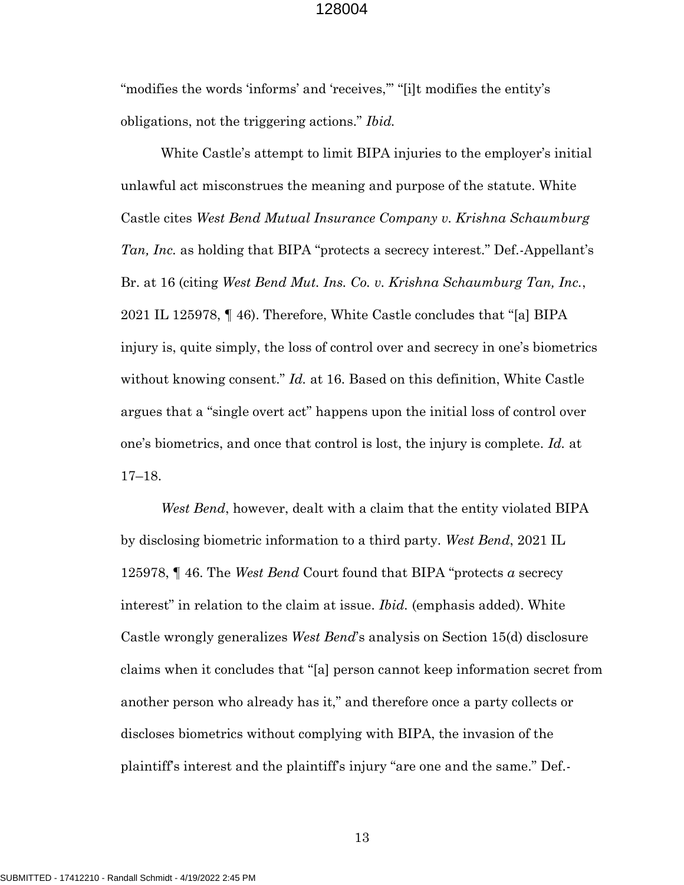"modifies the words 'informs' and 'receives,'" "[i]t modifies the entity's obligations, not the triggering actions." *Ibid.*

White Castle's attempt to limit BIPA injuries to the employer's initial unlawful act misconstrues the meaning and purpose of the statute. White Castle cites *West Bend Mutual Insurance Company v. Krishna Schaumburg Tan, Inc.* as holding that BIPA "protects a secrecy interest." Def.-Appellant's Br. at 16 (citing *West Bend Mut. Ins. Co. v. Krishna Schaumburg Tan, Inc.*, 2021 IL 125978, ¶ 46). Therefore, White Castle concludes that "[a] BIPA injury is, quite simply, the loss of control over and secrecy in one's biometrics without knowing consent." *Id.* at 16. Based on this definition, White Castle argues that a "single overt act" happens upon the initial loss of control over one's biometrics, and once that control is lost, the injury is complete. *Id.* at 17–18.

*West Bend*, however, dealt with a claim that the entity violated BIPA by disclosing biometric information to a third party. *West Bend*, 2021 IL 125978, ¶ 46. The *West Bend* Court found that BIPA "protects *a* secrecy interest" in relation to the claim at issue. *Ibid.* (emphasis added). White Castle wrongly generalizes *West Bend*'s analysis on Section 15(d) disclosure claims when it concludes that "[a] person cannot keep information secret from another person who already has it," and therefore once a party collects or discloses biometrics without complying with BIPA, the invasion of the plaintiff's interest and the plaintiff's injury "are one and the same." Def.-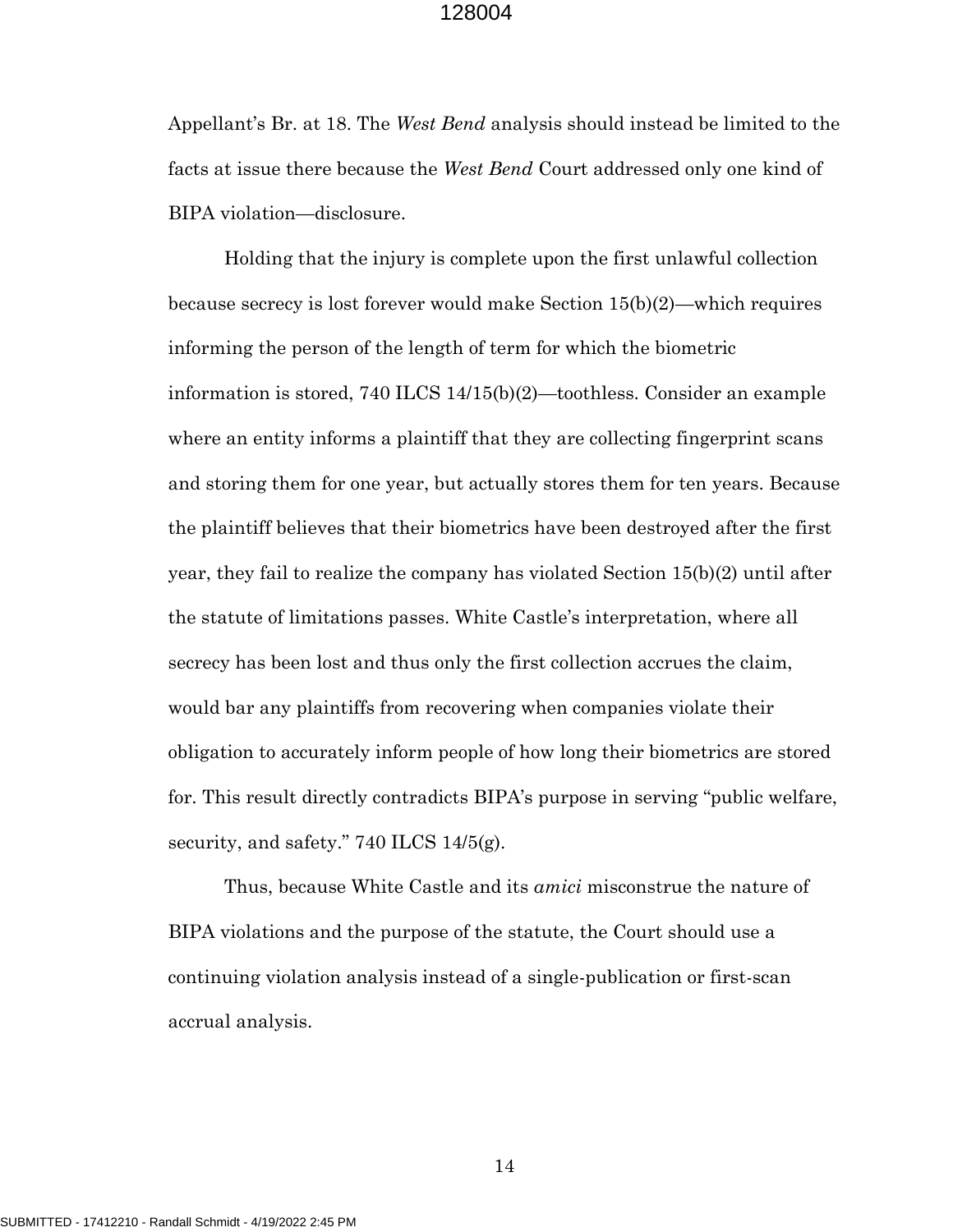Appellant's Br. at 18. The *West Bend* analysis should instead be limited to the facts at issue there because the *West Bend* Court addressed only one kind of BIPA violation—disclosure.

Holding that the injury is complete upon the first unlawful collection because secrecy is lost forever would make Section 15(b)(2)—which requires informing the person of the length of term for which the biometric information is stored, 740 ILCS 14/15(b)(2)—toothless. Consider an example where an entity informs a plaintiff that they are collecting fingerprint scans and storing them for one year, but actually stores them for ten years. Because the plaintiff believes that their biometrics have been destroyed after the first year, they fail to realize the company has violated Section 15(b)(2) until after the statute of limitations passes. White Castle's interpretation, where all secrecy has been lost and thus only the first collection accrues the claim, would bar any plaintiffs from recovering when companies violate their obligation to accurately inform people of how long their biometrics are stored for. This result directly contradicts BIPA's purpose in serving "public welfare, security, and safety." 740 ILCS 14/5(g).

Thus, because White Castle and its *amici* misconstrue the nature of BIPA violations and the purpose of the statute, the Court should use a continuing violation analysis instead of a single-publication or first-scan accrual analysis.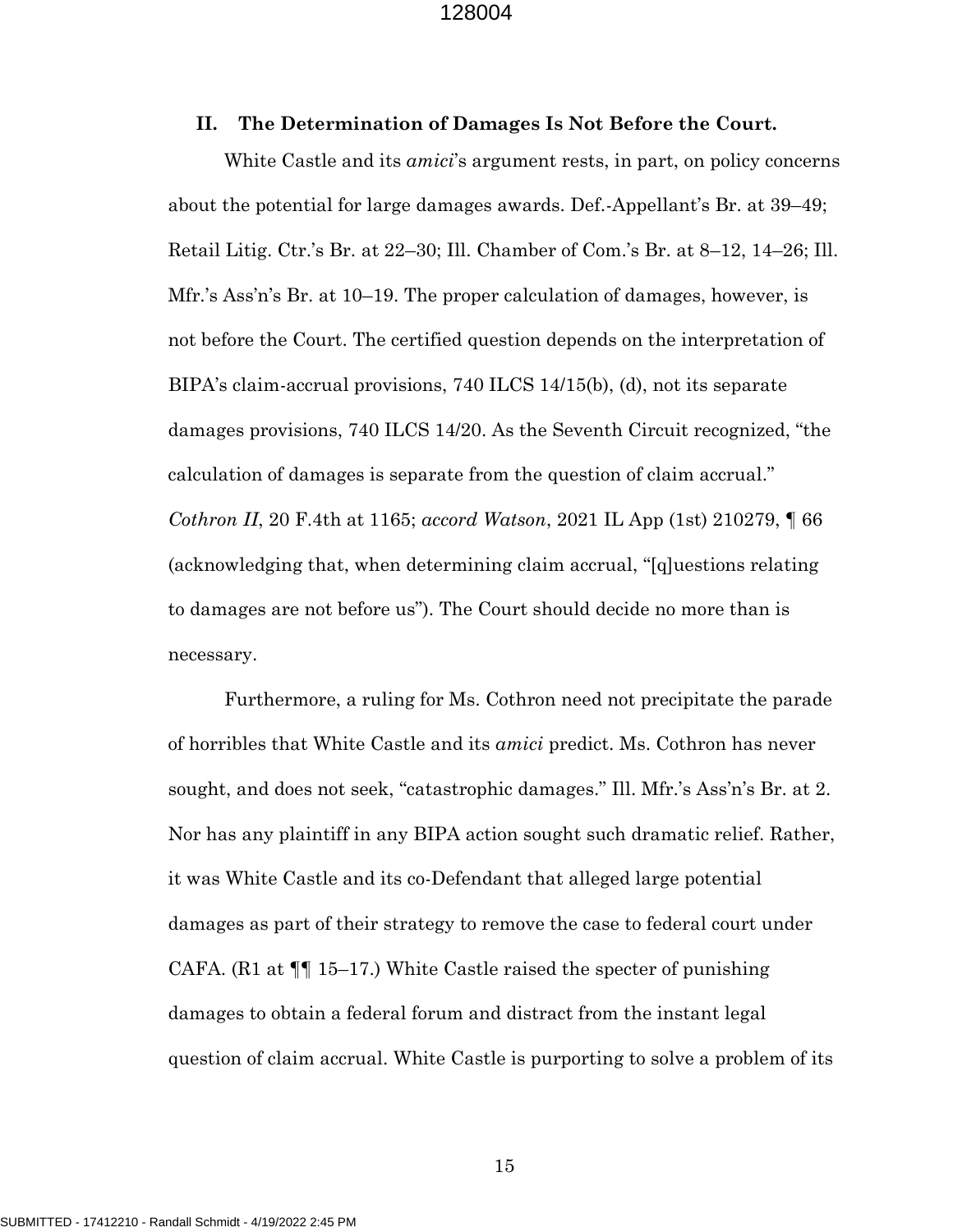## II. The Determination of Damages Is Not Before the Court.

White Castle and its *amici*'s argument rests, in part, on policy concerns about the potential for large damages awards. Def.-Appellant's Br. at 39–49; Retail Litig. Ctr.'s Br. at 22–30; Ill. Chamber of Com.'s Br. at 8–12, 14–26; Ill. Mfr.'s Ass'n's Br. at 10–19. The proper calculation of damages, however, is not before the Court. The certified question depends on the interpretation of BIPA's claim-accrual provisions, 740 ILCS 14/15(b), (d), not its separate damages provisions, 740 ILCS 14/20. As the Seventh Circuit recognized, "the calculation of damages is separate from the question of claim accrual." *Cothron II*, 20 F.4th at 1165; *accord Watson*, 2021 IL App (1st) 210279, ¶ 66 (acknowledging that, when determining claim accrual, "[q]uestions relating to damages are not before us"). The Court should decide no more than is necessary.

Furthermore, a ruling for Ms. Cothron need not precipitate the parade of horribles that White Castle and its *amici* predict. Ms. Cothron has never sought, and does not seek, "catastrophic damages." Ill. Mfr.'s Ass'n's Br. at 2. Nor has any plaintiff in any BIPA action sought such dramatic relief. Rather, it was White Castle and its co-Defendant that alleged large potential damages as part of their strategy to remove the case to federal court under CAFA. (R1 at ¶¶ 15–17.) White Castle raised the specter of punishing damages to obtain a federal forum and distract from the instant legal question of claim accrual. White Castle is purporting to solve a problem of its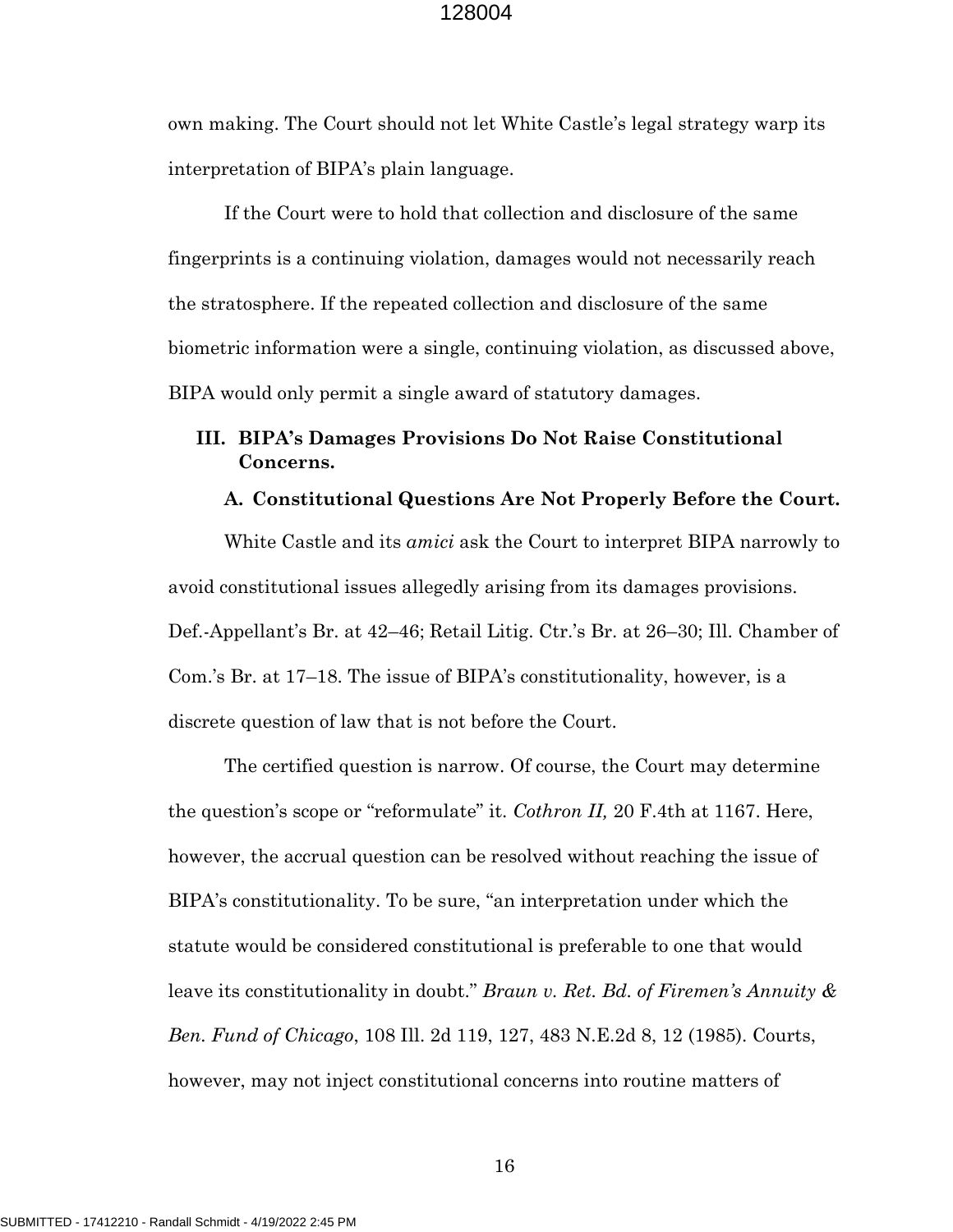own making. The Court should not let White Castle's legal strategy warp its interpretation of BIPA's plain language.

If the Court were to hold that collection and disclosure of the same fingerprints is a continuing violation, damages would not necessarily reach the stratosphere. If the repeated collection and disclosure of the same biometric information were a single, continuing violation, as discussed above, BIPA would only permit a single award of statutory damages.

## III. BIPA's Damages Provisions Do Not Raise Constitutional Concerns.

### A. Constitutional Questions Are Not Properly Before the Court.

White Castle and its *amici* ask the Court to interpret BIPA narrowly to avoid constitutional issues allegedly arising from its damages provisions. Def.-Appellant's Br. at 42–46; Retail Litig. Ctr.'s Br. at 26–30; Ill. Chamber of Com.'s Br. at 17–18. The issue of BIPA's constitutionality, however, is a discrete question of law that is not before the Court.

The certified question is narrow. Of course, the Court may determine the question's scope or "reformulate" it. *Cothron II,* 20 F.4th at 1167. Here, however, the accrual question can be resolved without reaching the issue of BIPA's constitutionality. To be sure, "an interpretation under which the statute would be considered constitutional is preferable to one that would leave its constitutionality in doubt." *Braun v. Ret. Bd. of Firemen's Annuity & Ben. Fund of Chicago*, 108 Ill. 2d 119, 127, 483 N.E.2d 8, 12 (1985). Courts, however, may not inject constitutional concerns into routine matters of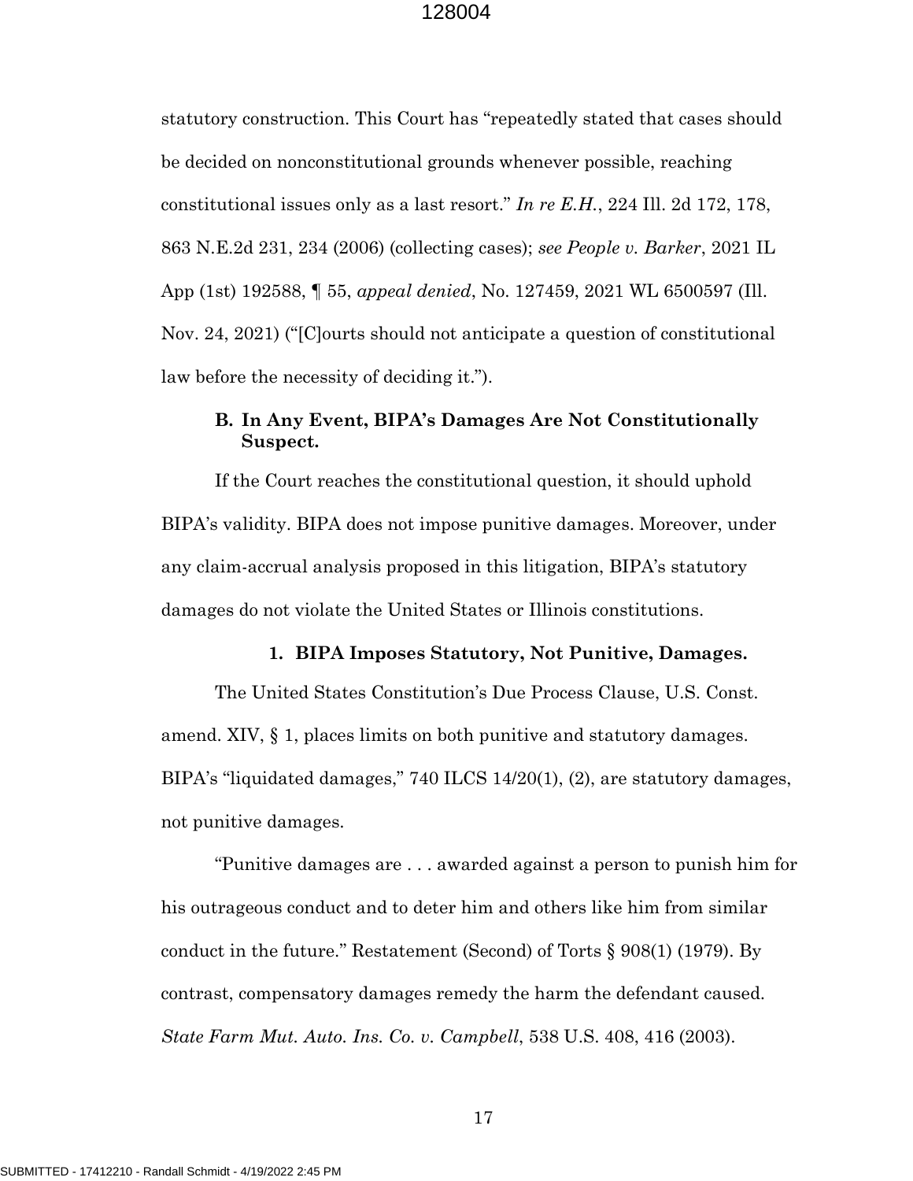statutory construction. This Court has "repeatedly stated that cases should be decided on nonconstitutional grounds whenever possible, reaching constitutional issues only as a last resort." *In re E.H.*, 224 Ill. 2d 172, 178, 863 N.E.2d 231, 234 (2006) (collecting cases); *see People v. Barker*, 2021 IL App (1st) 192588, ¶ 55, *appeal denied*, No. 127459, 2021 WL 6500597 (Ill. Nov. 24, 2021) ("[C]ourts should not anticipate a question of constitutional law before the necessity of deciding it.").

### B. In Any Event, BIPA's Damages Are Not Constitutionally Suspect.

If the Court reaches the constitutional question, it should uphold BIPA's validity. BIPA does not impose punitive damages. Moreover, under any claim-accrual analysis proposed in this litigation, BIPA's statutory damages do not violate the United States or Illinois constitutions.

#### 1. BIPA Imposes Statutory, Not Punitive, Damages.

The United States Constitution's Due Process Clause, U.S. Const. amend. XIV, § 1, places limits on both punitive and statutory damages. BIPA's "liquidated damages," 740 ILCS 14/20(1), (2), are statutory damages, not punitive damages.

"Punitive damages are . . . awarded against a person to punish him for his outrageous conduct and to deter him and others like him from similar conduct in the future." Restatement (Second) of Torts § 908(1) (1979). By contrast, compensatory damages remedy the harm the defendant caused. *State Farm Mut. Auto. Ins. Co. v. Campbell*, 538 U.S. 408, 416 (2003).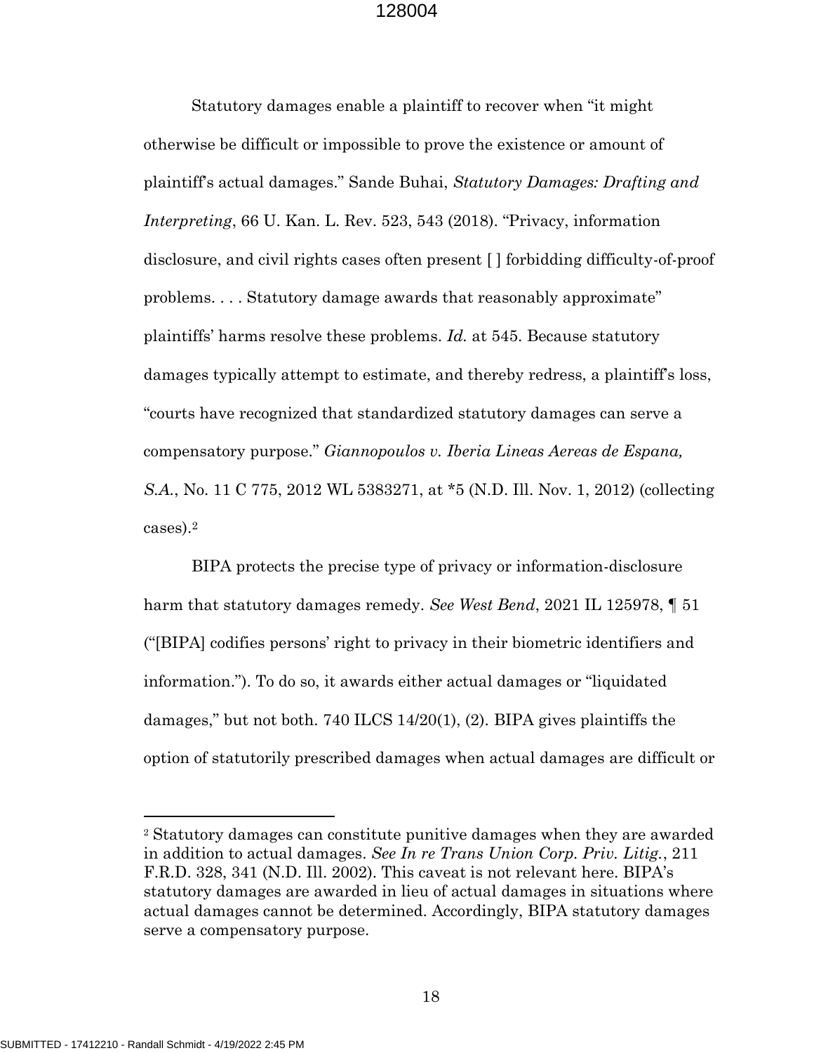Statutory damages enable a plaintiff to recover when "it might otherwise be difficult or impossible to prove the existence or amount of plaintiff's actual damages." Sande Buhai, *Statutory Damages: Drafting and Interpreting*, 66 U. Kan. L. Rev. 523, 543 (2018). "Privacy, information disclosure, and civil rights cases often present [ ] forbidding difficulty-of-proof problems. . . . Statutory damage awards that reasonably approximate" plaintiffs' harms resolve these problems. *Id.* at 545. Because statutory damages typically attempt to estimate, and thereby redress, a plaintiff's loss, "courts have recognized that standardized statutory damages can serve a compensatory purpose." *Giannopoulos v. Iberia Lineas Aereas de Espana, S.A.*, No. 11 C 775, 2012 WL 5383271, at *5 (N.D. Ill. Nov. 1, 2012) (collecting cases).[2]

BIPA protects the precise type of privacy or information-disclosure harm that statutory damages remedy. *See West Bend*, 2021 IL 125978, ¶ 51 ("[BIPA] codifies persons' right to privacy in their biometric identifiers and information."). To do so, it awards either actual damages or "liquidated damages," but not both. 740 ILCS 14/20(1), (2). BIPA gives plaintiffs the option of statutorily prescribed damages when actual damages are difficult or

---

[2] Statutory damages can constitute punitive damages when they are awarded in addition to actual damages. *See In re Trans Union Corp. Priv. Litig.*, 211 F.R.D. 328, 341 (N.D. Ill. 2002). This caveat is not relevant here. BIPA's statutory damages are awarded in lieu of actual damages in situations where actual damages cannot be determined. Accordingly, BIPA statutory damages serve a compensatory purpose.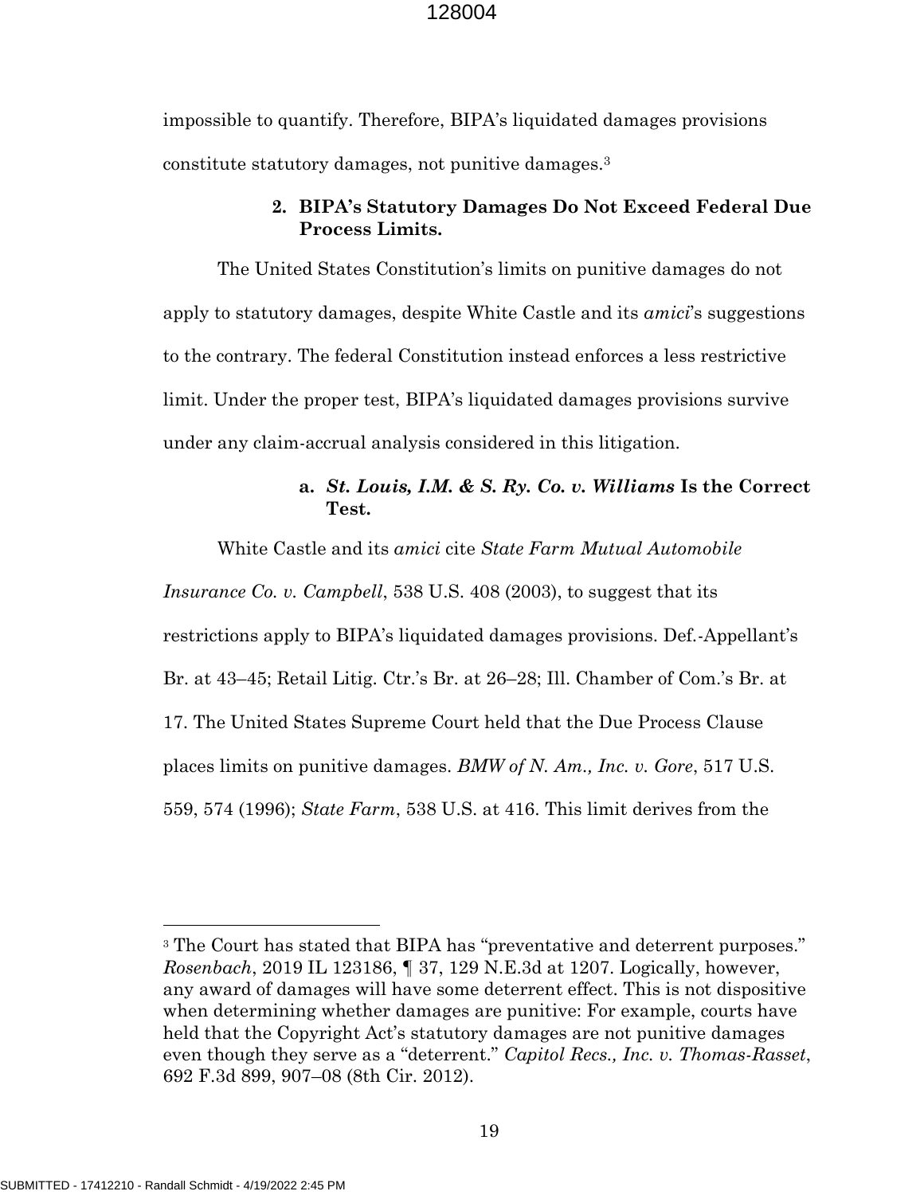impossible to quantify. Therefore, BIPA's liquidated damages provisions constitute statutory damages, not punitive damages.[3]

#### 2. BIPA's Statutory Damages Do Not Exceed Federal Due Process Limits.

The United States Constitution's limits on punitive damages do not apply to statutory damages, despite White Castle and its *amici*'s suggestions to the contrary. The federal Constitution instead enforces a less restrictive limit. Under the proper test, BIPA's liquidated damages provisions survive under any claim-accrual analysis considered in this litigation.

##### a. *St. Louis, I.M. & S. Ry. Co. v. Williams* Is the Correct Test.

White Castle and its *amici* cite *State Farm Mutual Automobile Insurance Co. v. Campbell*, 538 U.S. 408 (2003), to suggest that its restrictions apply to BIPA's liquidated damages provisions. Def.-Appellant's Br. at 43–45; Retail Litig. Ctr.'s Br. at 26–28; Ill. Chamber of Com.'s Br. at 17. The United States Supreme Court held that the Due Process Clause places limits on punitive damages. *BMW of N. Am., Inc. v. Gore*, 517 U.S. 559, 574 (1996); *State Farm*, 538 U.S. at 416. This limit derives from the

---

[3] The Court has stated that BIPA has "preventative and deterrent purposes." *Rosenbach*, 2019 IL 123186, ¶ 37, 129 N.E.3d at 1207. Logically, however, any award of damages will have some deterrent effect. This is not dispositive when determining whether damages are punitive: For example, courts have held that the Copyright Act's statutory damages are not punitive damages even though they serve as a "deterrent." *Capitol Recs., Inc. v. Thomas-Rasset*, 692 F.3d 899, 907–08 (8th Cir. 2012).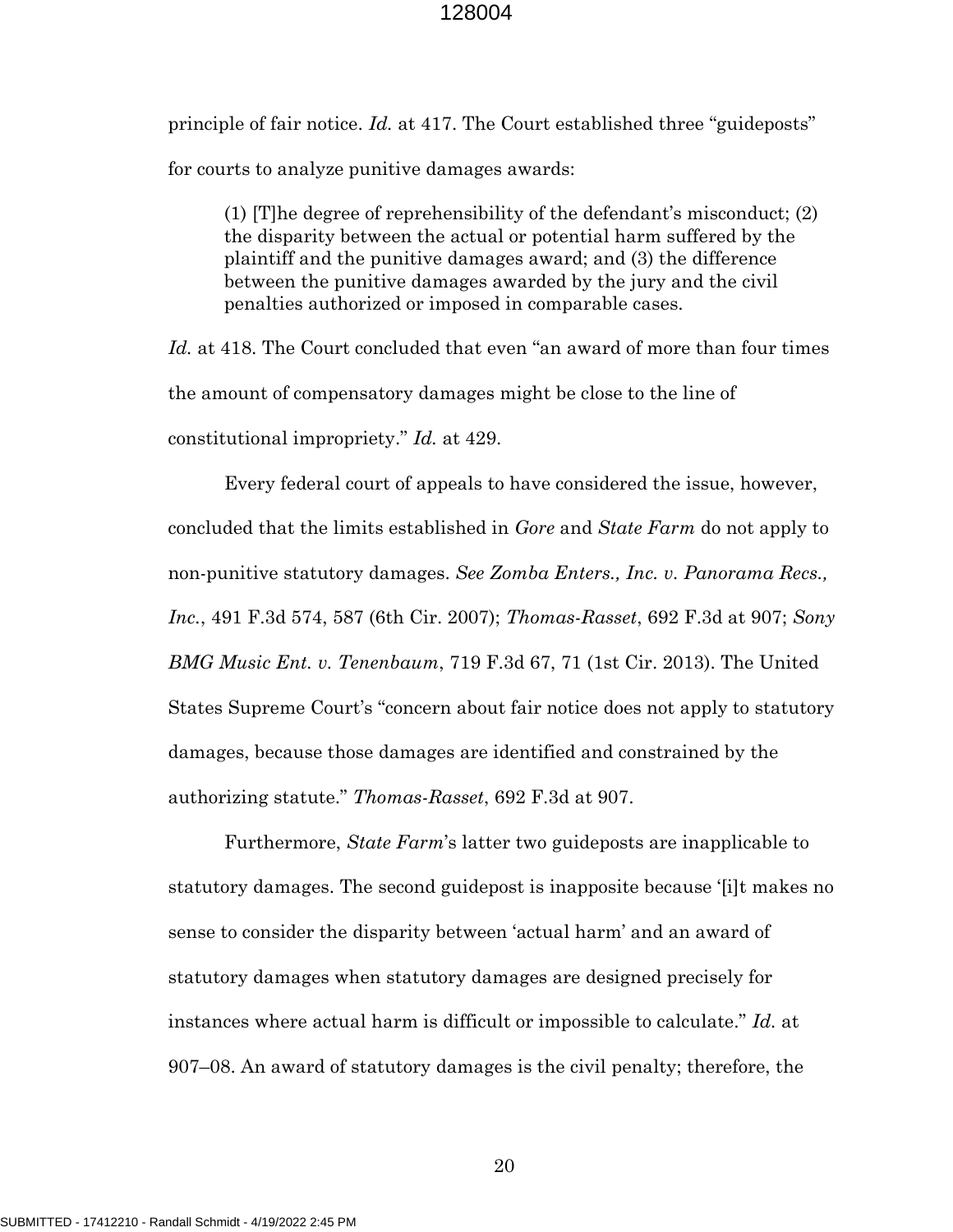principle of fair notice. *Id.* at 417. The Court established three "guideposts" for courts to analyze punitive damages awards:

> (1) [T]he degree of reprehensibility of the defendant's misconduct; (2) the disparity between the actual or potential harm suffered by the plaintiff and the punitive damages award; and (3) the difference between the punitive damages awarded by the jury and the civil penalties authorized or imposed in comparable cases.

*Id.* at 418. The Court concluded that even "an award of more than four times the amount of compensatory damages might be close to the line of constitutional impropriety." *Id.* at 429.

Every federal court of appeals to have considered the issue, however, concluded that the limits established in *Gore* and *State Farm* do not apply to non-punitive statutory damages. *See Zomba Enters., Inc. v. Panorama Recs., Inc.*, 491 F.3d 574, 587 (6th Cir. 2007); *Thomas-Rasset*, 692 F.3d at 907; *Sony BMG Music Ent. v. Tenenbaum*, 719 F.3d 67, 71 (1st Cir. 2013). The United States Supreme Court's "concern about fair notice does not apply to statutory damages, because those damages are identified and constrained by the authorizing statute." *Thomas-Rasset*, 692 F.3d at 907.

Furthermore, *State Farm*'s latter two guideposts are inapplicable to statutory damages. The second guidepost is inapposite because '[i]t makes no sense to consider the disparity between 'actual harm' and an award of statutory damages when statutory damages are designed precisely for instances where actual harm is difficult or impossible to calculate." *Id.* at 907–08. An award of statutory damages is the civil penalty; therefore, the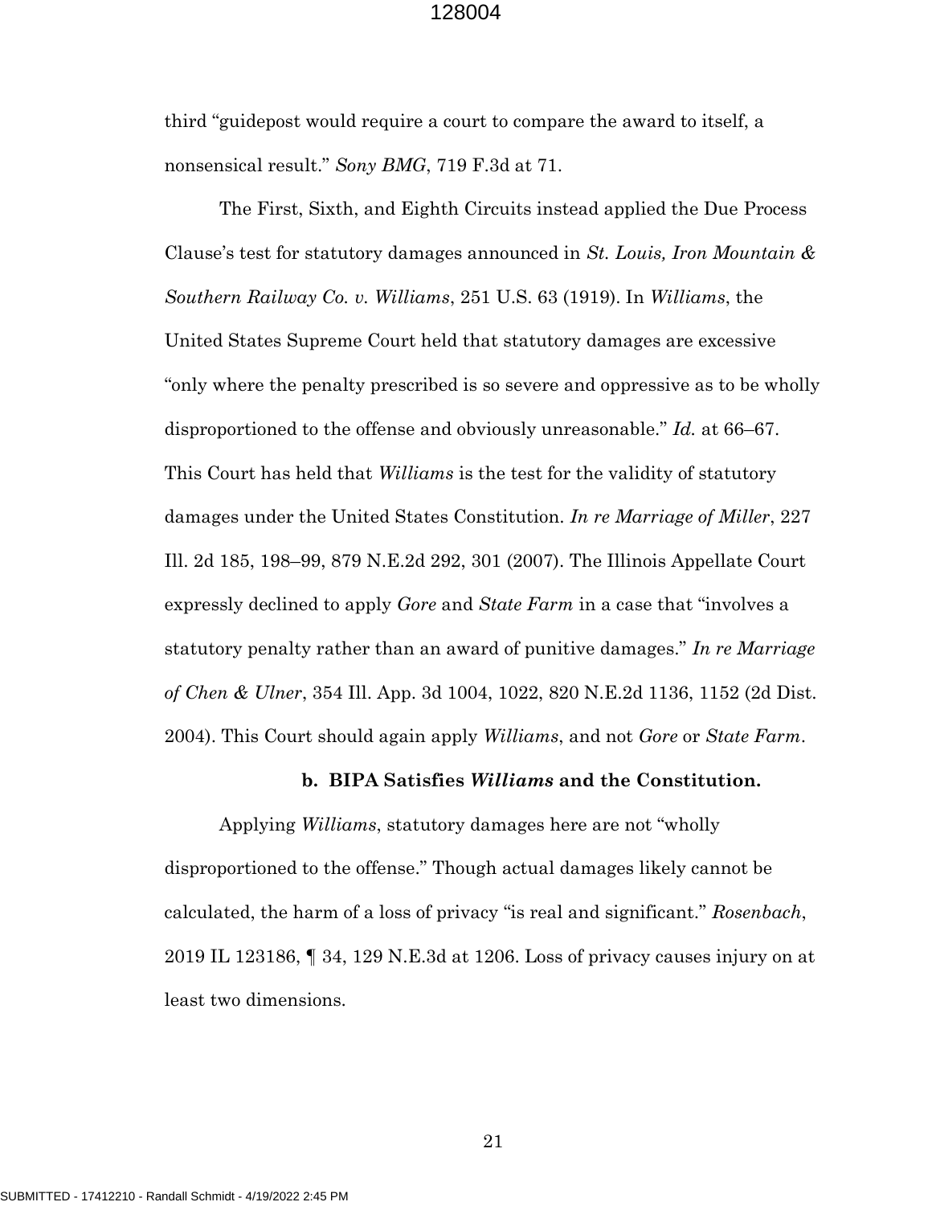third "guidepost would require a court to compare the award to itself, a nonsensical result." *Sony BMG*, 719 F.3d at 71.

The First, Sixth, and Eighth Circuits instead applied the Due Process Clause's test for statutory damages announced in *St. Louis, Iron Mountain & Southern Railway Co. v. Williams*, 251 U.S. 63 (1919). In *Williams*, the United States Supreme Court held that statutory damages are excessive "only where the penalty prescribed is so severe and oppressive as to be wholly disproportioned to the offense and obviously unreasonable." *Id.* at 66–67. This Court has held that *Williams* is the test for the validity of statutory damages under the United States Constitution. *In re Marriage of Miller*, 227 Ill. 2d 185, 198–99, 879 N.E.2d 292, 301 (2007). The Illinois Appellate Court expressly declined to apply *Gore* and *State Farm* in a case that "involves a statutory penalty rather than an award of punitive damages." *In re Marriage of Chen & Ulner*, 354 Ill. App. 3d 1004, 1022, 820 N.E.2d 1136, 1152 (2d Dist. 2004). This Court should again apply *Williams*, and not *Gore* or *State Farm*.

**b. BIPA Satisfies *Williams* and the Constitution.**

Applying *Williams*, statutory damages here are not "wholly disproportioned to the offense." Though actual damages likely cannot be calculated, the harm of a loss of privacy "is real and significant." *Rosenbach*, 2019 IL 123186, ¶ 34, 129 N.E.3d at 1206. Loss of privacy causes injury on at least two dimensions.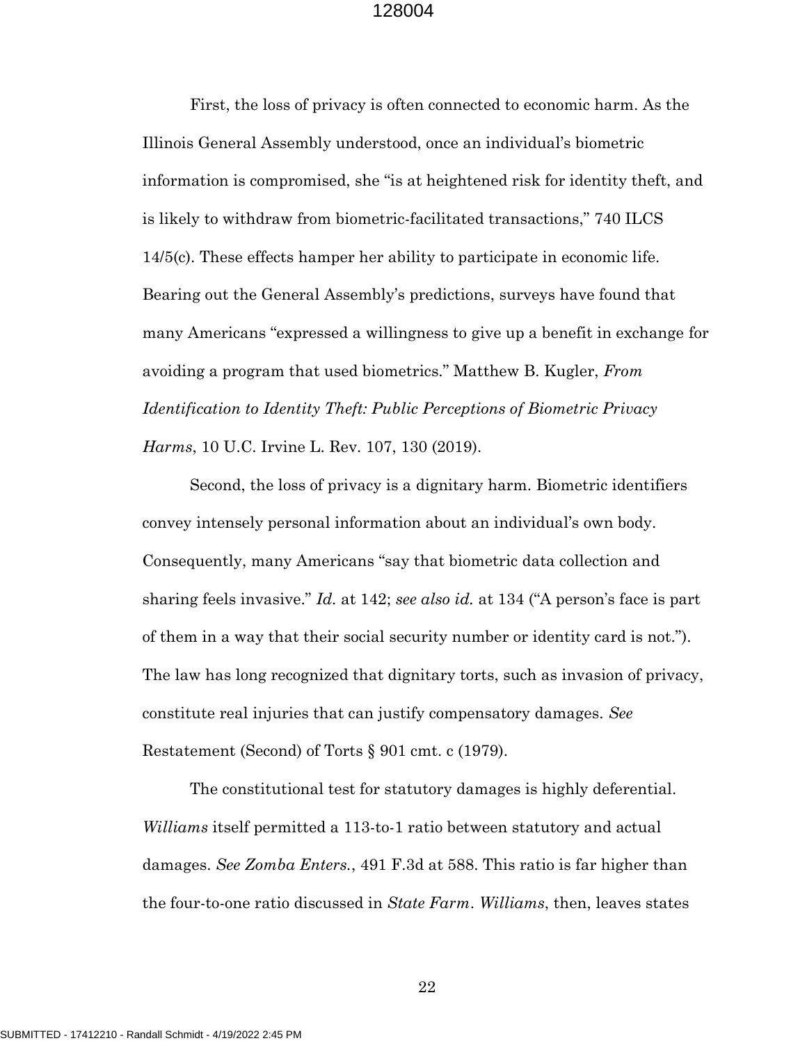First, the loss of privacy is often connected to economic harm. As the Illinois General Assembly understood, once an individual's biometric information is compromised, she "is at heightened risk for identity theft, and is likely to withdraw from biometric-facilitated transactions," 740 ILCS 14/5(c). These effects hamper her ability to participate in economic life. Bearing out the General Assembly's predictions, surveys have found that many Americans "expressed a willingness to give up a benefit in exchange for avoiding a program that used biometrics." Matthew B. Kugler, *From Identification to Identity Theft: Public Perceptions of Biometric Privacy Harms*, 10 U.C. Irvine L. Rev. 107, 130 (2019).

Second, the loss of privacy is a dignitary harm. Biometric identifiers convey intensely personal information about an individual's own body. Consequently, many Americans "say that biometric data collection and sharing feels invasive." *Id.* at 142; *see also id.* at 134 ("A person's face is part of them in a way that their social security number or identity card is not."). The law has long recognized that dignitary torts, such as invasion of privacy, constitute real injuries that can justify compensatory damages. *See* Restatement (Second) of Torts § 901 cmt. c (1979).

The constitutional test for statutory damages is highly deferential. *Williams* itself permitted a 113-to-1 ratio between statutory and actual damages. *See Zomba Enters.*, 491 F.3d at 588. This ratio is far higher than the four-to-one ratio discussed in *State Farm*. *Williams*, then, leaves states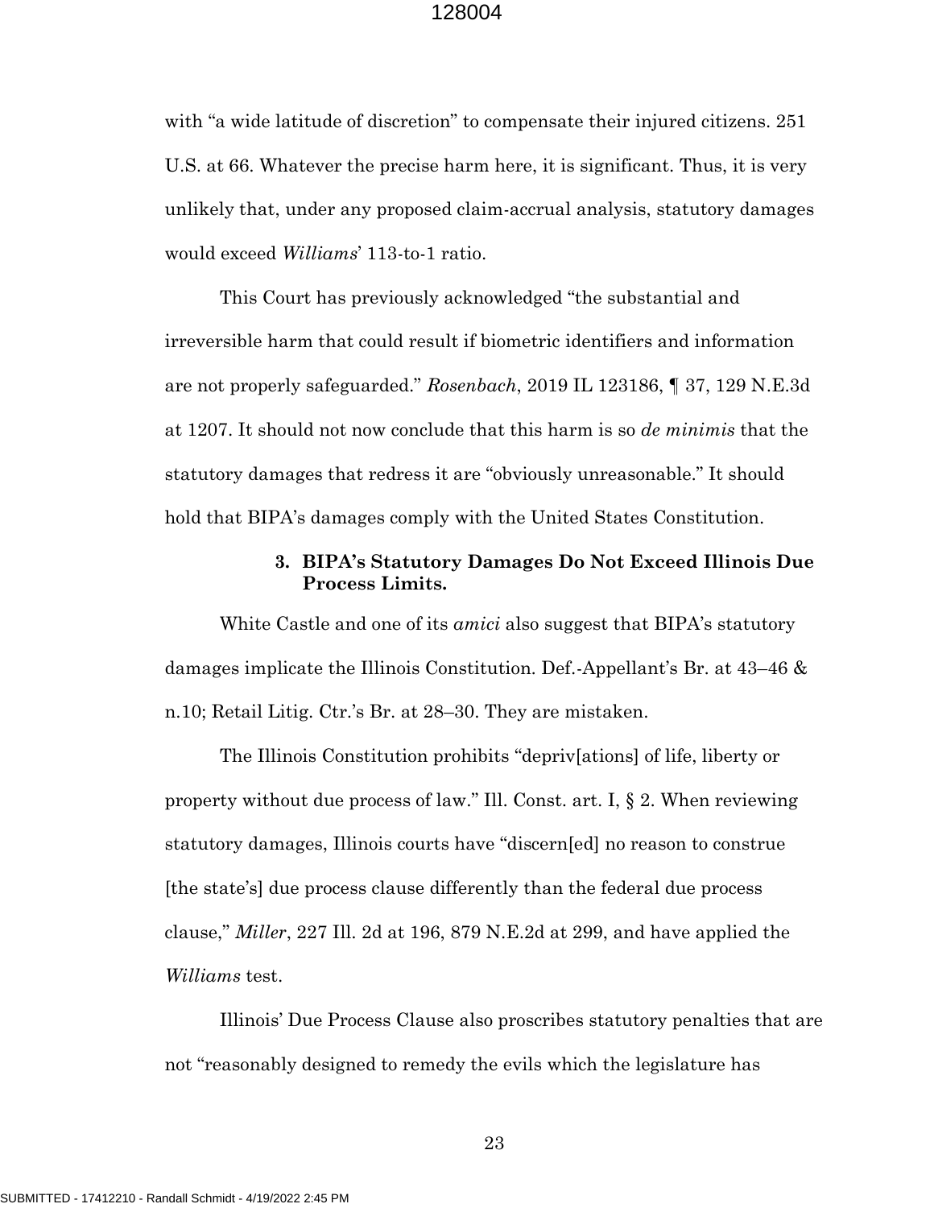with "a wide latitude of discretion" to compensate their injured citizens. 251 U.S. at 66. Whatever the precise harm here, it is significant. Thus, it is very unlikely that, under any proposed claim-accrual analysis, statutory damages would exceed *Williams*' 113-to-1 ratio.

This Court has previously acknowledged "the substantial and irreversible harm that could result if biometric identifiers and information are not properly safeguarded." *Rosenbach*, 2019 IL 123186, ¶ 37, 129 N.E.3d at 1207. It should not now conclude that this harm is so *de minimis* that the statutory damages that redress it are "obviously unreasonable." It should hold that BIPA's damages comply with the United States Constitution.

**3. BIPA's Statutory Damages Do Not Exceed Illinois Due Process Limits.**

White Castle and one of its *amici* also suggest that BIPA's statutory damages implicate the Illinois Constitution. Def.-Appellant's Br. at 43–46 & n.10; Retail Litig. Ctr.'s Br. at 28–30. They are mistaken.

The Illinois Constitution prohibits "depriv[ations] of life, liberty or property without due process of law." Ill. Const. art. I, § 2. When reviewing statutory damages, Illinois courts have "discern[ed] no reason to construe [the state's] due process clause differently than the federal due process clause," *Miller*, 227 Ill. 2d at 196, 879 N.E.2d at 299, and have applied the *Williams* test.

Illinois' Due Process Clause also proscribes statutory penalties that are not "reasonably designed to remedy the evils which the legislature has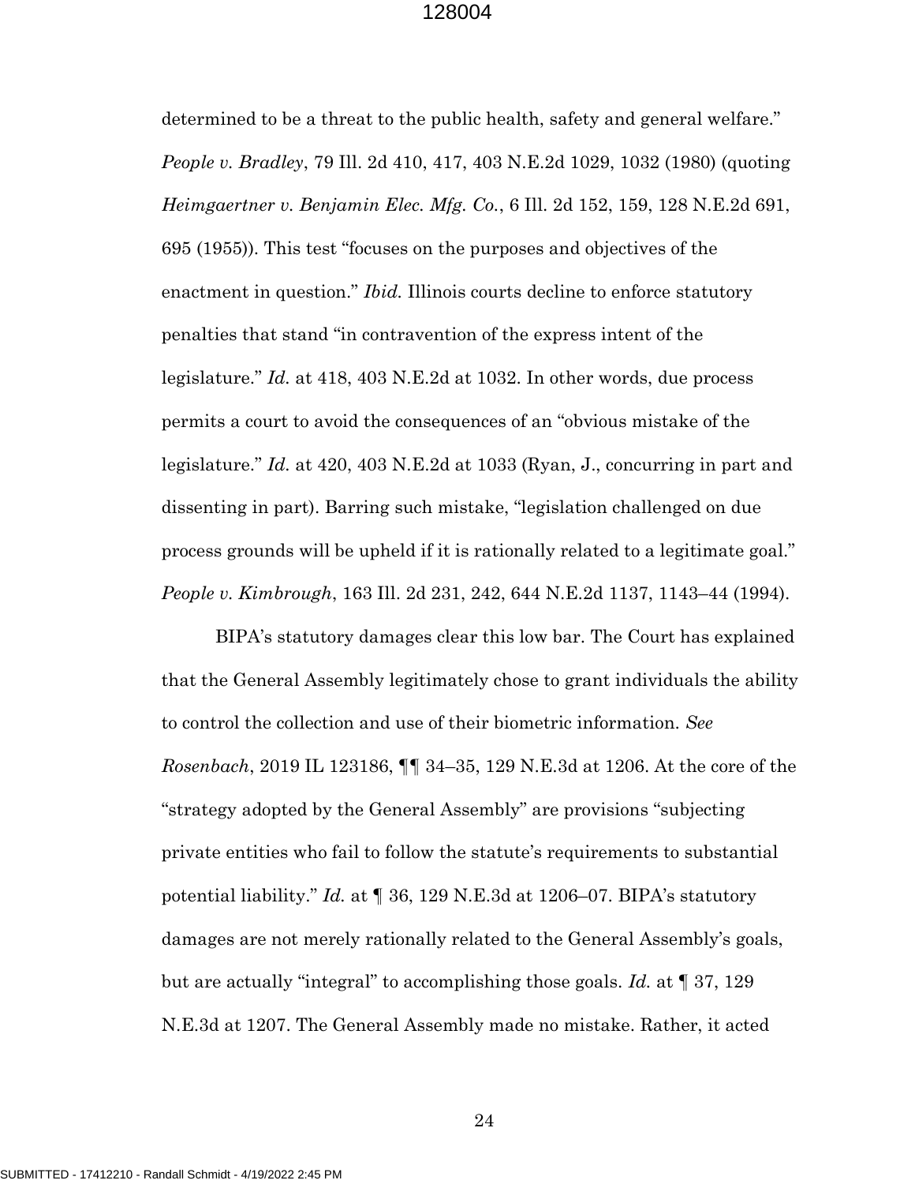determined to be a threat to the public health, safety and general welfare." *People v. Bradley*, 79 Ill. 2d 410, 417, 403 N.E.2d 1029, 1032 (1980) (quoting *Heimgaertner v. Benjamin Elec. Mfg. Co.*, 6 Ill. 2d 152, 159, 128 N.E.2d 691, 695 (1955)). This test "focuses on the purposes and objectives of the enactment in question." *Ibid.* Illinois courts decline to enforce statutory penalties that stand "in contravention of the express intent of the legislature." *Id.* at 418, 403 N.E.2d at 1032. In other words, due process permits a court to avoid the consequences of an "obvious mistake of the legislature." *Id.* at 420, 403 N.E.2d at 1033 (Ryan, J., concurring in part and dissenting in part). Barring such mistake, "legislation challenged on due process grounds will be upheld if it is rationally related to a legitimate goal." *People v. Kimbrough*, 163 Ill. 2d 231, 242, 644 N.E.2d 1137, 1143–44 (1994).

BIPA's statutory damages clear this low bar. The Court has explained that the General Assembly legitimately chose to grant individuals the ability to control the collection and use of their biometric information. *See Rosenbach*, 2019 IL 123186, ¶¶ 34–35, 129 N.E.3d at 1206. At the core of the "strategy adopted by the General Assembly" are provisions "subjecting private entities who fail to follow the statute's requirements to substantial potential liability." *Id.* at ¶ 36, 129 N.E.3d at 1206–07. BIPA's statutory damages are not merely rationally related to the General Assembly's goals, but are actually "integral" to accomplishing those goals. *Id.* at ¶ 37, 129 N.E.3d at 1207. The General Assembly made no mistake. Rather, it acted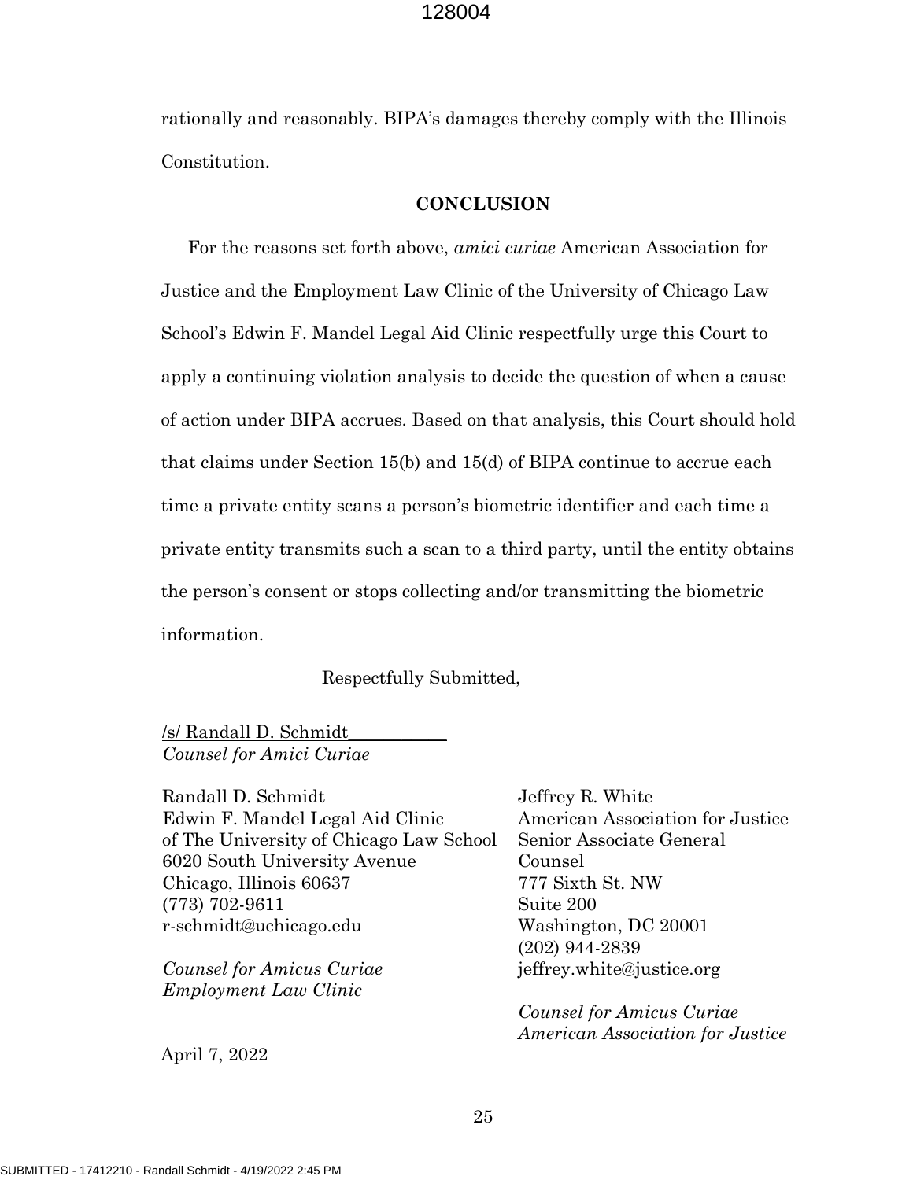rationally and reasonably. BIPA's damages thereby comply with the Illinois Constitution.

## CONCLUSION

For the reasons set forth above, *amici curiae* American Association for Justice and the Employment Law Clinic of the University of Chicago Law School's Edwin F. Mandel Legal Aid Clinic respectfully urge this Court to apply a continuing violation analysis to decide the question of when a cause of action under BIPA accrues. Based on that analysis, this Court should hold that claims under Section 15(b) and 15(d) of BIPA continue to accrue each time a private entity scans a person's biometric identifier and each time a private entity transmits such a scan to a third party, until the entity obtains the person's consent or stops collecting and/or transmitting the biometric information.

Respectfully Submitted,

/s/ Randall D. Schmidt
*Counsel for Amici Curiae*

Randall D. Schmidt
Edwin F. Mandel Legal Aid Clinic
of The University of Chicago Law School
6020 South University Avenue
Chicago, Illinois 60637
(773) 702-9611
r-schmidt@uchicago.edu

*Counsel for Amicus Curiae Employment Law Clinic*

Jeffrey R. White
American Association for Justice
Senior Associate General Counsel
777 Sixth St. NW
Suite 200
Washington, DC 20001
(202) 944-2839
jeffrey.white@justice.org

*Counsel for Amicus Curiae American Association for Justice*

April 7, 2022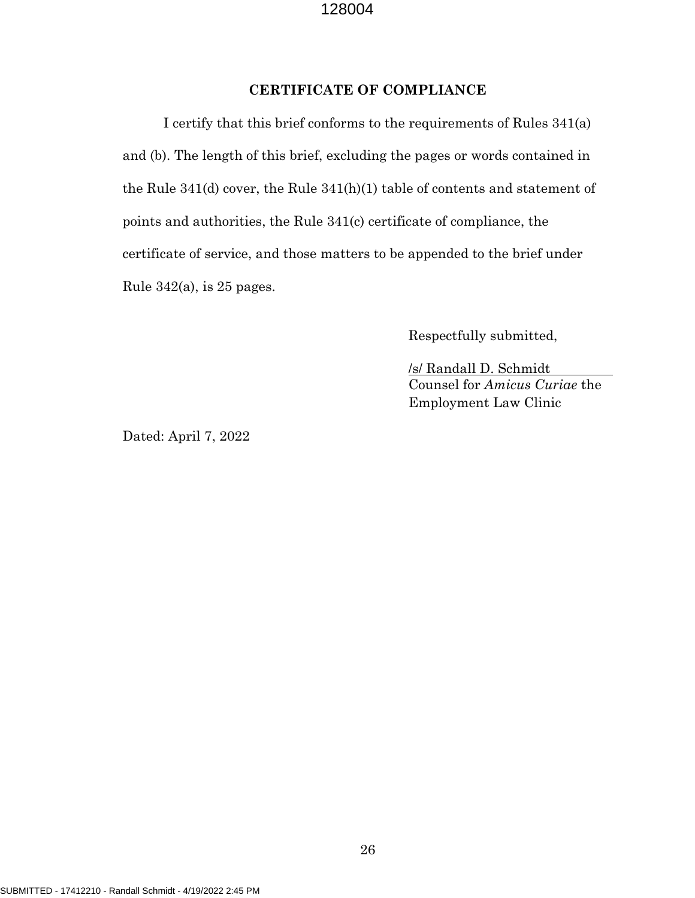## CERTIFICATE OF COMPLIANCE

I certify that this brief conforms to the requirements of Rules 341(a) and (b). The length of this brief, excluding the pages or words contained in the Rule 341(d) cover, the Rule 341(h)(1) table of contents and statement of points and authorities, the Rule 341(c) certificate of compliance, the certificate of service, and those matters to be appended to the brief under Rule 342(a), is 25 pages.

Respectfully submitted,

/s/ Randall D. Schmidt
Counsel for *Amicus Curiae* the Employment Law Clinic

Dated: April 7, 2022